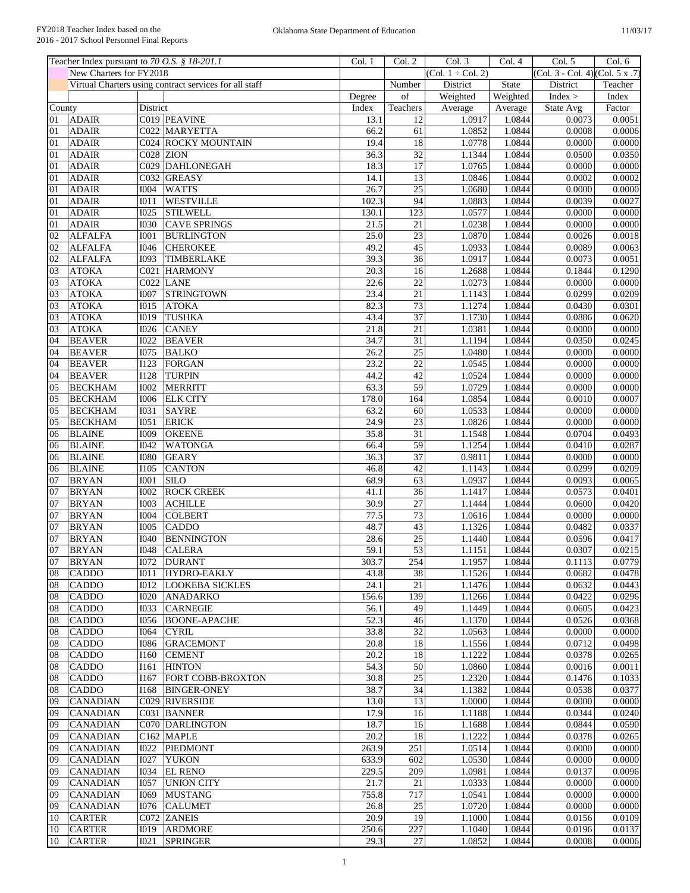FY2018 Teacher Index based on the 2016 - 2017 School Personnel Final Reports

Oklahoma State Department of Education

11/03/17

| Teacher Index pursuant to *70 O.S. § 18-201.1* | | | | Col. 1 | Col. 2 | Col. 3 | Col. 4 | Col. 5 | Col. 6 |
|---|---|---|---|---|---|---|---|---|---|
| New Charters for FY2018 | | | | | | (Col. 1 ÷ Col. 2) | | (Col. 3 - Col. 4) | (Col. 5 x .7) |
| Virtual Charters using contract services for all staff | | | | | Number | District | State | District | Teacher |
| | | | | Degree | of | Weighted | Weighted | Index > | Index |
| County | | District | | Index | Teachers | Average | Average | State Avg | Factor |
| 01 | ADAIR | C019 | PEAVINE | 13.1 | 12 | 1.0917 | 1.0844 | 0.0073 | 0.0051 |
| 01 | ADAIR | C022 | MARYETTA | 66.2 | 61 | 1.0852 | 1.0844 | 0.0008 | 0.0006 |
| 01 | ADAIR | C024 | ROCKY MOUNTAIN | 19.4 | 18 | 1.0778 | 1.0844 | 0.0000 | 0.0000 |
| 01 | ADAIR | C028 | ZION | 36.3 | 32 | 1.1344 | 1.0844 | 0.0500 | 0.0350 |
| 01 | ADAIR | C029 | DAHLONEGAH | 18.3 | 17 | 1.0765 | 1.0844 | 0.0000 | 0.0000 |
| 01 | ADAIR | C032 | GREASY | 14.1 | 13 | 1.0846 | 1.0844 | 0.0002 | 0.0002 |
| 01 | ADAIR | I004 | WATTS | 26.7 | 25 | 1.0680 | 1.0844 | 0.0000 | 0.0000 |
| 01 | ADAIR | I011 | WESTVILLE | 102.3 | 94 | 1.0883 | 1.0844 | 0.0039 | 0.0027 |
| 01 | ADAIR | I025 | STILWELL | 130.1 | 123 | 1.0577 | 1.0844 | 0.0000 | 0.0000 |
| 01 | ADAIR | I030 | CAVE SPRINGS | 21.5 | 21 | 1.0238 | 1.0844 | 0.0000 | 0.0000 |
| 02 | ALFALFA | I001 | BURLINGTON | 25.0 | 23 | 1.0870 | 1.0844 | 0.0026 | 0.0018 |
| 02 | ALFALFA | I046 | CHEROKEE | 49.2 | 45 | 1.0933 | 1.0844 | 0.0089 | 0.0063 |
| 02 | ALFALFA | I093 | TIMBERLAKE | 39.3 | 36 | 1.0917 | 1.0844 | 0.0073 | 0.0051 |
| 03 | ATOKA | C021 | HARMONY | 20.3 | 16 | 1.2688 | 1.0844 | 0.1844 | 0.1290 |
| 03 | ATOKA | C022 | LANE | 22.6 | 22 | 1.0273 | 1.0844 | 0.0000 | 0.0000 |
| 03 | ATOKA | I007 | STRINGTOWN | 23.4 | 21 | 1.1143 | 1.0844 | 0.0299 | 0.0209 |
| 03 | ATOKA | I015 | ATOKA | 82.3 | 73 | 1.1274 | 1.0844 | 0.0430 | 0.0301 |
| 03 | ATOKA | I019 | TUSHKA | 43.4 | 37 | 1.1730 | 1.0844 | 0.0886 | 0.0620 |
| 03 | ATOKA | I026 | CANEY | 21.8 | 21 | 1.0381 | 1.0844 | 0.0000 | 0.0000 |
| 04 | BEAVER | I022 | BEAVER | 34.7 | 31 | 1.1194 | 1.0844 | 0.0350 | 0.0245 |
| 04 | BEAVER | I075 | BALKO | 26.2 | 25 | 1.0480 | 1.0844 | 0.0000 | 0.0000 |
| 04 | BEAVER | I123 | FORGAN | 23.2 | 22 | 1.0545 | 1.0844 | 0.0000 | 0.0000 |
| 04 | BEAVER | I128 | TURPIN | 44.2 | 42 | 1.0524 | 1.0844 | 0.0000 | 0.0000 |
| 05 | BECKHAM | I002 | MERRITT | 63.3 | 59 | 1.0729 | 1.0844 | 0.0000 | 0.0000 |
| 05 | BECKHAM | I006 | ELK CITY | 178.0 | 164 | 1.0854 | 1.0844 | 0.0010 | 0.0007 |
| 05 | BECKHAM | I031 | SAYRE | 63.2 | 60 | 1.0533 | 1.0844 | 0.0000 | 0.0000 |
| 05 | BECKHAM | I051 | ERICK | 24.9 | 23 | 1.0826 | 1.0844 | 0.0000 | 0.0000 |
| 06 | BLAINE | I009 | OKEENE | 35.8 | 31 | 1.1548 | 1.0844 | 0.0704 | 0.0493 |
| 06 | BLAINE | I042 | WATONGA | 66.4 | 59 | 1.1254 | 1.0844 | 0.0410 | 0.0287 |
| 06 | BLAINE | I080 | GEARY | 36.3 | 37 | 0.9811 | 1.0844 | 0.0000 | 0.0000 |
| 06 | BLAINE | I105 | CANTON | 46.8 | 42 | 1.1143 | 1.0844 | 0.0299 | 0.0209 |
| 07 | BRYAN | I001 | SILO | 68.9 | 63 | 1.0937 | 1.0844 | 0.0093 | 0.0065 |
| 07 | BRYAN | I002 | ROCK CREEK | 41.1 | 36 | 1.1417 | 1.0844 | 0.0573 | 0.0401 |
| 07 | BRYAN | I003 | ACHILLE | 30.9 | 27 | 1.1444 | 1.0844 | 0.0600 | 0.0420 |
| 07 | BRYAN | I004 | COLBERT | 77.5 | 73 | 1.0616 | 1.0844 | 0.0000 | 0.0000 |
| 07 | BRYAN | I005 | CADDO | 48.7 | 43 | 1.1326 | 1.0844 | 0.0482 | 0.0337 |
| 07 | BRYAN | I040 | BENNINGTON | 28.6 | 25 | 1.1440 | 1.0844 | 0.0596 | 0.0417 |
| 07 | BRYAN | I048 | CALERA | 59.1 | 53 | 1.1151 | 1.0844 | 0.0307 | 0.0215 |
| 07 | BRYAN | I072 | DURANT | 303.7 | 254 | 1.1957 | 1.0844 | 0.1113 | 0.0779 |
| 08 | CADDO | I011 | HYDRO-EAKLY | 43.8 | 38 | 1.1526 | 1.0844 | 0.0682 | 0.0478 |
| 08 | CADDO | I012 | LOOKEBA SICKLES | 24.1 | 21 | 1.1476 | 1.0844 | 0.0632 | 0.0443 |
| 08 | CADDO | I020 | ANADARKO | 156.6 | 139 | 1.1266 | 1.0844 | 0.0422 | 0.0296 |
| 08 | CADDO | I033 | CARNEGIE | 56.1 | 49 | 1.1449 | 1.0844 | 0.0605 | 0.0423 |
| 08 | CADDO | I056 | BOONE-APACHE | 52.3 | 46 | 1.1370 | 1.0844 | 0.0526 | 0.0368 |
| 08 | CADDO | I064 | CYRIL | 33.8 | 32 | 1.0563 | 1.0844 | 0.0000 | 0.0000 |
| 08 | CADDO | I086 | GRACEMONT | 20.8 | 18 | 1.1556 | 1.0844 | 0.0712 | 0.0498 |
| 08 | CADDO | I160 | CEMENT | 20.2 | 18 | 1.1222 | 1.0844 | 0.0378 | 0.0265 |
| 08 | CADDO | I161 | HINTON | 54.3 | 50 | 1.0860 | 1.0844 | 0.0016 | 0.0011 |
| 08 | CADDO | I167 | FORT COBB-BROXTON | 30.8 | 25 | 1.2320 | 1.0844 | 0.1476 | 0.1033 |
| 08 | CADDO | I168 | BINGER-ONEY | 38.7 | 34 | 1.1382 | 1.0844 | 0.0538 | 0.0377 |
| 09 | CANADIAN | C029 | RIVERSIDE | 13.0 | 13 | 1.0000 | 1.0844 | 0.0000 | 0.0000 |
| 09 | CANADIAN | C031 | BANNER | 17.9 | 16 | 1.1188 | 1.0844 | 0.0344 | 0.0240 |
| 09 | CANADIAN | C070 | DARLINGTON | 18.7 | 16 | 1.1688 | 1.0844 | 0.0844 | 0.0590 |
| 09 | CANADIAN | C162 | MAPLE | 20.2 | 18 | 1.1222 | 1.0844 | 0.0378 | 0.0265 |
| 09 | CANADIAN | I022 | PIEDMONT | 263.9 | 251 | 1.0514 | 1.0844 | 0.0000 | 0.0000 |
| 09 | CANADIAN | I027 | YUKON | 633.9 | 602 | 1.0530 | 1.0844 | 0.0000 | 0.0000 |
| 09 | CANADIAN | I034 | EL RENO | 229.5 | 209 | 1.0981 | 1.0844 | 0.0137 | 0.0096 |
| 09 | CANADIAN | I057 | UNION CITY | 21.7 | 21 | 1.0333 | 1.0844 | 0.0000 | 0.0000 |
| 09 | CANADIAN | I069 | MUSTANG | 755.8 | 717 | 1.0541 | 1.0844 | 0.0000 | 0.0000 |
| 09 | CANADIAN | I076 | CALUMET | 26.8 | 25 | 1.0720 | 1.0844 | 0.0000 | 0.0000 |
| 10 | CARTER | C072 | ZANEIS | 20.9 | 19 | 1.1000 | 1.0844 | 0.0156 | 0.0109 |
| 10 | CARTER | I019 | ARDMORE | 250.6 | 227 | 1.1040 | 1.0844 | 0.0196 | 0.0137 |
| 10 | CARTER | I021 | SPRINGER | 29.3 | 27 | 1.0852 | 1.0844 | 0.0008 | 0.0006 |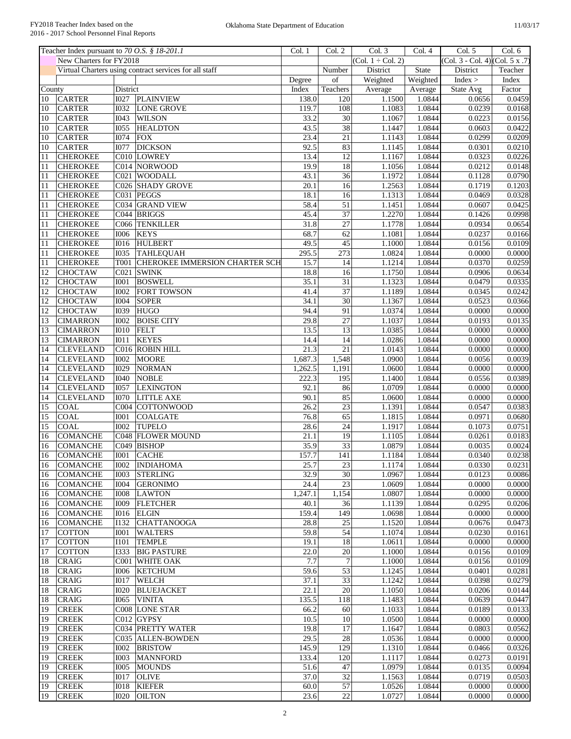FY2018 Teacher Index based on the 2016 - 2017 School Personnel Final Reports

Oklahoma State Department of Education

11/03/17

| Teacher Index pursuant to *70 O.S. § 18-201.1* | | | | Col. 1 | Col. 2 | Col. 3 | Col. 4 | Col. 5 | Col. 6 |
|---|---|---|---|---|---|---|---|---|---|
| New Charters for FY2018 | | | | | | (Col. 1 ÷ Col. 2) | | (Col. 3 - Col. 4) | (Col. 5 x .7) |
| Virtual Charters using contract services for all staff | | | | | Number | District | State | District | Teacher |
| | | | | Degree | of | Weighted | Weighted | Index > | Index |
| County | | District | | Index | Teachers | Average | Average | State Avg | Factor |
| 10 | CARTER | I027 | PLAINVIEW | 138.0 | 120 | 1.1500 | 1.0844 | 0.0656 | 0.0459 |
| 10 | CARTER | I032 | LONE GROVE | 119.7 | 108 | 1.1083 | 1.0844 | 0.0239 | 0.0168 |
| 10 | CARTER | I043 | WILSON | 33.2 | 30 | 1.1067 | 1.0844 | 0.0223 | 0.0156 |
| 10 | CARTER | I055 | HEALDTON | 43.5 | 38 | 1.1447 | 1.0844 | 0.0603 | 0.0422 |
| 10 | CARTER | I074 | FOX | 23.4 | 21 | 1.1143 | 1.0844 | 0.0299 | 0.0209 |
| 10 | CARTER | I077 | DICKSON | 92.5 | 83 | 1.1145 | 1.0844 | 0.0301 | 0.0210 |
| 11 | CHEROKEE | C010 | LOWREY | 13.4 | 12 | 1.1167 | 1.0844 | 0.0323 | 0.0226 |
| 11 | CHEROKEE | C014 | NORWOOD | 19.9 | 18 | 1.1056 | 1.0844 | 0.0212 | 0.0148 |
| 11 | CHEROKEE | C021 | WOODALL | 43.1 | 36 | 1.1972 | 1.0844 | 0.1128 | 0.0790 |
| 11 | CHEROKEE | C026 | SHADY GROVE | 20.1 | 16 | 1.2563 | 1.0844 | 0.1719 | 0.1203 |
| 11 | CHEROKEE | C031 | PEGGS | 18.1 | 16 | 1.1313 | 1.0844 | 0.0469 | 0.0328 |
| 11 | CHEROKEE | C034 | GRAND VIEW | 58.4 | 51 | 1.1451 | 1.0844 | 0.0607 | 0.0425 |
| 11 | CHEROKEE | C044 | BRIGGS | 45.4 | 37 | 1.2270 | 1.0844 | 0.1426 | 0.0998 |
| 11 | CHEROKEE | C066 | TENKILLER | 31.8 | 27 | 1.1778 | 1.0844 | 0.0934 | 0.0654 |
| 11 | CHEROKEE | I006 | KEYS | 68.7 | 62 | 1.1081 | 1.0844 | 0.0237 | 0.0166 |
| 11 | CHEROKEE | I016 | HULBERT | 49.5 | 45 | 1.1000 | 1.0844 | 0.0156 | 0.0109 |
| 11 | CHEROKEE | I035 | TAHLEQUAH | 295.5 | 273 | 1.0824 | 1.0844 | 0.0000 | 0.0000 |
| 11 | CHEROKEE | T001 | CHEROKEE IMMERSION CHARTER SCH | 15.7 | 14 | 1.1214 | 1.0844 | 0.0370 | 0.0259 |
| 12 | CHOCTAW | C021 | SWINK | 18.8 | 16 | 1.1750 | 1.0844 | 0.0906 | 0.0634 |
| 12 | CHOCTAW | I001 | BOSWELL | 35.1 | 31 | 1.1323 | 1.0844 | 0.0479 | 0.0335 |
| 12 | CHOCTAW | I002 | FORT TOWSON | 41.4 | 37 | 1.1189 | 1.0844 | 0.0345 | 0.0242 |
| 12 | CHOCTAW | I004 | SOPER | 34.1 | 30 | 1.1367 | 1.0844 | 0.0523 | 0.0366 |
| 12 | CHOCTAW | I039 | HUGO | 94.4 | 91 | 1.0374 | 1.0844 | 0.0000 | 0.0000 |
| 13 | CIMARRON | I002 | BOISE CITY | 29.8 | 27 | 1.1037 | 1.0844 | 0.0193 | 0.0135 |
| 13 | CIMARRON | I010 | FELT | 13.5 | 13 | 1.0385 | 1.0844 | 0.0000 | 0.0000 |
| 13 | CIMARRON | I011 | KEYES | 14.4 | 14 | 1.0286 | 1.0844 | 0.0000 | 0.0000 |
| 14 | CLEVELAND | C016 | ROBIN HILL | 21.3 | 21 | 1.0143 | 1.0844 | 0.0000 | 0.0000 |
| 14 | CLEVELAND | I002 | MOORE | 1,687.3 | 1,548 | 1.0900 | 1.0844 | 0.0056 | 0.0039 |
| 14 | CLEVELAND | I029 | NORMAN | 1,262.5 | 1,191 | 1.0600 | 1.0844 | 0.0000 | 0.0000 |
| 14 | CLEVELAND | I040 | NOBLE | 222.3 | 195 | 1.1400 | 1.0844 | 0.0556 | 0.0389 |
| 14 | CLEVELAND | I057 | LEXINGTON | 92.1 | 86 | 1.0709 | 1.0844 | 0.0000 | 0.0000 |
| 14 | CLEVELAND | I070 | LITTLE AXE | 90.1 | 85 | 1.0600 | 1.0844 | 0.0000 | 0.0000 |
| 15 | COAL | C004 | COTTONWOOD | 26.2 | 23 | 1.1391 | 1.0844 | 0.0547 | 0.0383 |
| 15 | COAL | I001 | COALGATE | 76.8 | 65 | 1.1815 | 1.0844 | 0.0971 | 0.0680 |
| 15 | COAL | I002 | TUPELO | 28.6 | 24 | 1.1917 | 1.0844 | 0.1073 | 0.0751 |
| 16 | COMANCHE | C048 | FLOWER MOUND | 21.1 | 19 | 1.1105 | 1.0844 | 0.0261 | 0.0183 |
| 16 | COMANCHE | C049 | BISHOP | 35.9 | 33 | 1.0879 | 1.0844 | 0.0035 | 0.0024 |
| 16 | COMANCHE | I001 | CACHE | 157.7 | 141 | 1.1184 | 1.0844 | 0.0340 | 0.0238 |
| 16 | COMANCHE | I002 | INDIAHOMA | 25.7 | 23 | 1.1174 | 1.0844 | 0.0330 | 0.0231 |
| 16 | COMANCHE | I003 | STERLING | 32.9 | 30 | 1.0967 | 1.0844 | 0.0123 | 0.0086 |
| 16 | COMANCHE | I004 | GERONIMO | 24.4 | 23 | 1.0609 | 1.0844 | 0.0000 | 0.0000 |
| 16 | COMANCHE | I008 | LAWTON | 1,247.1 | 1,154 | 1.0807 | 1.0844 | 0.0000 | 0.0000 |
| 16 | COMANCHE | I009 | FLETCHER | 40.1 | 36 | 1.1139 | 1.0844 | 0.0295 | 0.0206 |
| 16 | COMANCHE | I016 | ELGIN | 159.4 | 149 | 1.0698 | 1.0844 | 0.0000 | 0.0000 |
| 16 | COMANCHE | I132 | CHATTANOOGA | 28.8 | 25 | 1.1520 | 1.0844 | 0.0676 | 0.0473 |
| 17 | COTTON | I001 | WALTERS | 59.8 | 54 | 1.1074 | 1.0844 | 0.0230 | 0.0161 |
| 17 | COTTON | I101 | TEMPLE | 19.1 | 18 | 1.0611 | 1.0844 | 0.0000 | 0.0000 |
| 17 | COTTON | I333 | BIG PASTURE | 22.0 | 20 | 1.1000 | 1.0844 | 0.0156 | 0.0109 |
| 18 | CRAIG | C001 | WHITE OAK | 7.7 | 7 | 1.1000 | 1.0844 | 0.0156 | 0.0109 |
| 18 | CRAIG | I006 | KETCHUM | 59.6 | 53 | 1.1245 | 1.0844 | 0.0401 | 0.0281 |
| 18 | CRAIG | I017 | WELCH | 37.1 | 33 | 1.1242 | 1.0844 | 0.0398 | 0.0279 |
| 18 | CRAIG | I020 | BLUEJACKET | 22.1 | 20 | 1.1050 | 1.0844 | 0.0206 | 0.0144 |
| 18 | CRAIG | I065 | VINITA | 135.5 | 118 | 1.1483 | 1.0844 | 0.0639 | 0.0447 |
| 19 | CREEK | C008 | LONE STAR | 66.2 | 60 | 1.1033 | 1.0844 | 0.0189 | 0.0133 |
| 19 | CREEK | C012 | GYPSY | 10.5 | 10 | 1.0500 | 1.0844 | 0.0000 | 0.0000 |
| 19 | CREEK | C034 | PRETTY WATER | 19.8 | 17 | 1.1647 | 1.0844 | 0.0803 | 0.0562 |
| 19 | CREEK | C035 | ALLEN-BOWDEN | 29.5 | 28 | 1.0536 | 1.0844 | 0.0000 | 0.0000 |
| 19 | CREEK | I002 | BRISTOW | 145.9 | 129 | 1.1310 | 1.0844 | 0.0466 | 0.0326 |
| 19 | CREEK | I003 | MANNFORD | 133.4 | 120 | 1.1117 | 1.0844 | 0.0273 | 0.0191 |
| 19 | CREEK | I005 | MOUNDS | 51.6 | 47 | 1.0979 | 1.0844 | 0.0135 | 0.0094 |
| 19 | CREEK | I017 | OLIVE | 37.0 | 32 | 1.1563 | 1.0844 | 0.0719 | 0.0503 |
| 19 | CREEK | I018 | KIEFER | 60.0 | 57 | 1.0526 | 1.0844 | 0.0000 | 0.0000 |
| 19 | CREEK | I020 | OILTON | 23.6 | 22 | 1.0727 | 1.0844 | 0.0000 | 0.0000 |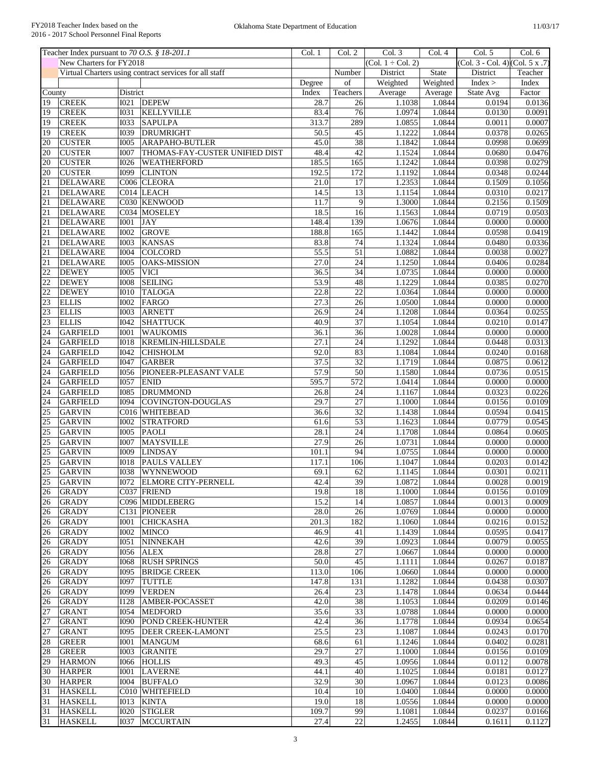| Teacher Index pursuant to *70 O.S. § 18-201.1* | | | | Col. 1 | Col. 2 | Col. 3 | Col. 4 | Col. 5 | Col. 6 |
|---|---|---|---|---|---|---|---|---|---|
| New Charters for FY2018 | | | | | | (Col. 1 ÷ Col. 2) | | (Col. 3 - Col. 4) | (Col. 5 x .7) |
| Virtual Charters using contract services for all staff | | | | | Number | District | State | District | Teacher |
| | | | | Degree | of | Weighted | Weighted | Index > | Index |
| County | | District | | Index | Teachers | Average | Average | State Avg | Factor |
| 19 | CREEK | I021 | DEPEW | 28.7 | 26 | 1.1038 | 1.0844 | 0.0194 | 0.0136 |
| 19 | CREEK | I031 | KELLYVILLE | 83.4 | 76 | 1.0974 | 1.0844 | 0.0130 | 0.0091 |
| 19 | CREEK | I033 | SAPULPA | 313.7 | 289 | 1.0855 | 1.0844 | 0.0011 | 0.0007 |
| 19 | CREEK | I039 | DRUMRIGHT | 50.5 | 45 | 1.1222 | 1.0844 | 0.0378 | 0.0265 |
| 20 | CUSTER | I005 | ARAPAHO-BUTLER | 45.0 | 38 | 1.1842 | 1.0844 | 0.0998 | 0.0699 |
| 20 | CUSTER | I007 | THOMAS-FAY-CUSTER UNIFIED DIST | 48.4 | 42 | 1.1524 | 1.0844 | 0.0680 | 0.0476 |
| 20 | CUSTER | I026 | WEATHERFORD | 185.5 | 165 | 1.1242 | 1.0844 | 0.0398 | 0.0279 |
| 20 | CUSTER | I099 | CLINTON | 192.5 | 172 | 1.1192 | 1.0844 | 0.0348 | 0.0244 |
| 21 | DELAWARE | C006 | CLEORA | 21.0 | 17 | 1.2353 | 1.0844 | 0.1509 | 0.1056 |
| 21 | DELAWARE | C014 | LEACH | 14.5 | 13 | 1.1154 | 1.0844 | 0.0310 | 0.0217 |
| 21 | DELAWARE | C030 | KENWOOD | 11.7 | 9 | 1.3000 | 1.0844 | 0.2156 | 0.1509 |
| 21 | DELAWARE | C034 | MOSELEY | 18.5 | 16 | 1.1563 | 1.0844 | 0.0719 | 0.0503 |
| 21 | DELAWARE | I001 | JAY | 148.4 | 139 | 1.0676 | 1.0844 | 0.0000 | 0.0000 |
| 21 | DELAWARE | I002 | GROVE | 188.8 | 165 | 1.1442 | 1.0844 | 0.0598 | 0.0419 |
| 21 | DELAWARE | I003 | KANSAS | 83.8 | 74 | 1.1324 | 1.0844 | 0.0480 | 0.0336 |
| 21 | DELAWARE | I004 | COLCORD | 55.5 | 51 | 1.0882 | 1.0844 | 0.0038 | 0.0027 |
| 21 | DELAWARE | I005 | OAKS-MISSION | 27.0 | 24 | 1.1250 | 1.0844 | 0.0406 | 0.0284 |
| 22 | DEWEY | I005 | VICI | 36.5 | 34 | 1.0735 | 1.0844 | 0.0000 | 0.0000 |
| 22 | DEWEY | I008 | SEILING | 53.9 | 48 | 1.1229 | 1.0844 | 0.0385 | 0.0270 |
| 22 | DEWEY | I010 | TALOGA | 22.8 | 22 | 1.0364 | 1.0844 | 0.0000 | 0.0000 |
| 23 | ELLIS | I002 | FARGO | 27.3 | 26 | 1.0500 | 1.0844 | 0.0000 | 0.0000 |
| 23 | ELLIS | I003 | ARNETT | 26.9 | 24 | 1.1208 | 1.0844 | 0.0364 | 0.0255 |
| 23 | ELLIS | I042 | SHATTUCK | 40.9 | 37 | 1.1054 | 1.0844 | 0.0210 | 0.0147 |
| 24 | GARFIELD | I001 | WAUKOMIS | 36.1 | 36 | 1.0028 | 1.0844 | 0.0000 | 0.0000 |
| 24 | GARFIELD | I018 | KREMLIN-HILLSDALE | 27.1 | 24 | 1.1292 | 1.0844 | 0.0448 | 0.0313 |
| 24 | GARFIELD | I042 | CHISHOLM | 92.0 | 83 | 1.1084 | 1.0844 | 0.0240 | 0.0168 |
| 24 | GARFIELD | I047 | GARBER | 37.5 | 32 | 1.1719 | 1.0844 | 0.0875 | 0.0612 |
| 24 | GARFIELD | I056 | PIONEER-PLEASANT VALE | 57.9 | 50 | 1.1580 | 1.0844 | 0.0736 | 0.0515 |
| 24 | GARFIELD | I057 | ENID | 595.7 | 572 | 1.0414 | 1.0844 | 0.0000 | 0.0000 |
| 24 | GARFIELD | I085 | DRUMMOND | 26.8 | 24 | 1.1167 | 1.0844 | 0.0323 | 0.0226 |
| 24 | GARFIELD | I094 | COVINGTON-DOUGLAS | 29.7 | 27 | 1.1000 | 1.0844 | 0.0156 | 0.0109 |
| 25 | GARVIN | C016 | WHITEBEAD | 36.6 | 32 | 1.1438 | 1.0844 | 0.0594 | 0.0415 |
| 25 | GARVIN | I002 | STRATFORD | 61.6 | 53 | 1.1623 | 1.0844 | 0.0779 | 0.0545 |
| 25 | GARVIN | I005 | PAOLI | 28.1 | 24 | 1.1708 | 1.0844 | 0.0864 | 0.0605 |
| 25 | GARVIN | I007 | MAYSVILLE | 27.9 | 26 | 1.0731 | 1.0844 | 0.0000 | 0.0000 |
| 25 | GARVIN | I009 | LINDSAY | 101.1 | 94 | 1.0755 | 1.0844 | 0.0000 | 0.0000 |
| 25 | GARVIN | I018 | PAULS VALLEY | 117.1 | 106 | 1.1047 | 1.0844 | 0.0203 | 0.0142 |
| 25 | GARVIN | I038 | WYNNEWOOD | 69.1 | 62 | 1.1145 | 1.0844 | 0.0301 | 0.0211 |
| 25 | GARVIN | I072 | ELMORE CITY-PERNELL | 42.4 | 39 | 1.0872 | 1.0844 | 0.0028 | 0.0019 |
| 26 | GRADY | C037 | FRIEND | 19.8 | 18 | 1.1000 | 1.0844 | 0.0156 | 0.0109 |
| 26 | GRADY | C096 | MIDDLEBERG | 15.2 | 14 | 1.0857 | 1.0844 | 0.0013 | 0.0009 |
| 26 | GRADY | C131 | PIONEER | 28.0 | 26 | 1.0769 | 1.0844 | 0.0000 | 0.0000 |
| 26 | GRADY | I001 | CHICKASHA | 201.3 | 182 | 1.1060 | 1.0844 | 0.0216 | 0.0152 |
| 26 | GRADY | I002 | MINCO | 46.9 | 41 | 1.1439 | 1.0844 | 0.0595 | 0.0417 |
| 26 | GRADY | I051 | NINNEKAH | 42.6 | 39 | 1.0923 | 1.0844 | 0.0079 | 0.0055 |
| 26 | GRADY | I056 | ALEX | 28.8 | 27 | 1.0667 | 1.0844 | 0.0000 | 0.0000 |
| 26 | GRADY | I068 | RUSH SPRINGS | 50.0 | 45 | 1.1111 | 1.0844 | 0.0267 | 0.0187 |
| 26 | GRADY | I095 | BRIDGE CREEK | 113.0 | 106 | 1.0660 | 1.0844 | 0.0000 | 0.0000 |
| 26 | GRADY | I097 | TUTTLE | 147.8 | 131 | 1.1282 | 1.0844 | 0.0438 | 0.0307 |
| 26 | GRADY | I099 | VERDEN | 26.4 | 23 | 1.1478 | 1.0844 | 0.0634 | 0.0444 |
| 26 | GRADY | I128 | AMBER-POCASSET | 42.0 | 38 | 1.1053 | 1.0844 | 0.0209 | 0.0146 |
| 27 | GRANT | I054 | MEDFORD | 35.6 | 33 | 1.0788 | 1.0844 | 0.0000 | 0.0000 |
| 27 | GRANT | I090 | POND CREEK-HUNTER | 42.4 | 36 | 1.1778 | 1.0844 | 0.0934 | 0.0654 |
| 27 | GRANT | I095 | DEER CREEK-LAMONT | 25.5 | 23 | 1.1087 | 1.0844 | 0.0243 | 0.0170 |
| 28 | GREER | I001 | MANGUM | 68.6 | 61 | 1.1246 | 1.0844 | 0.0402 | 0.0281 |
| 28 | GREER | I003 | GRANITE | 29.7 | 27 | 1.1000 | 1.0844 | 0.0156 | 0.0109 |
| 29 | HARMON | I066 | HOLLIS | 49.3 | 45 | 1.0956 | 1.0844 | 0.0112 | 0.0078 |
| 30 | HARPER | I001 | LAVERNE | 44.1 | 40 | 1.1025 | 1.0844 | 0.0181 | 0.0127 |
| 30 | HARPER | I004 | BUFFALO | 32.9 | 30 | 1.0967 | 1.0844 | 0.0123 | 0.0086 |
| 31 | HASKELL | C010 | WHITEFIELD | 10.4 | 10 | 1.0400 | 1.0844 | 0.0000 | 0.0000 |
| 31 | HASKELL | I013 | KINTA | 19.0 | 18 | 1.0556 | 1.0844 | 0.0000 | 0.0000 |
| 31 | HASKELL | I020 | STIGLER | 109.7 | 99 | 1.1081 | 1.0844 | 0.0237 | 0.0166 |
| 31 | HASKELL | I037 | MCCURTAIN | 27.4 | 22 | 1.2455 | 1.0844 | 0.1611 | 0.1127 |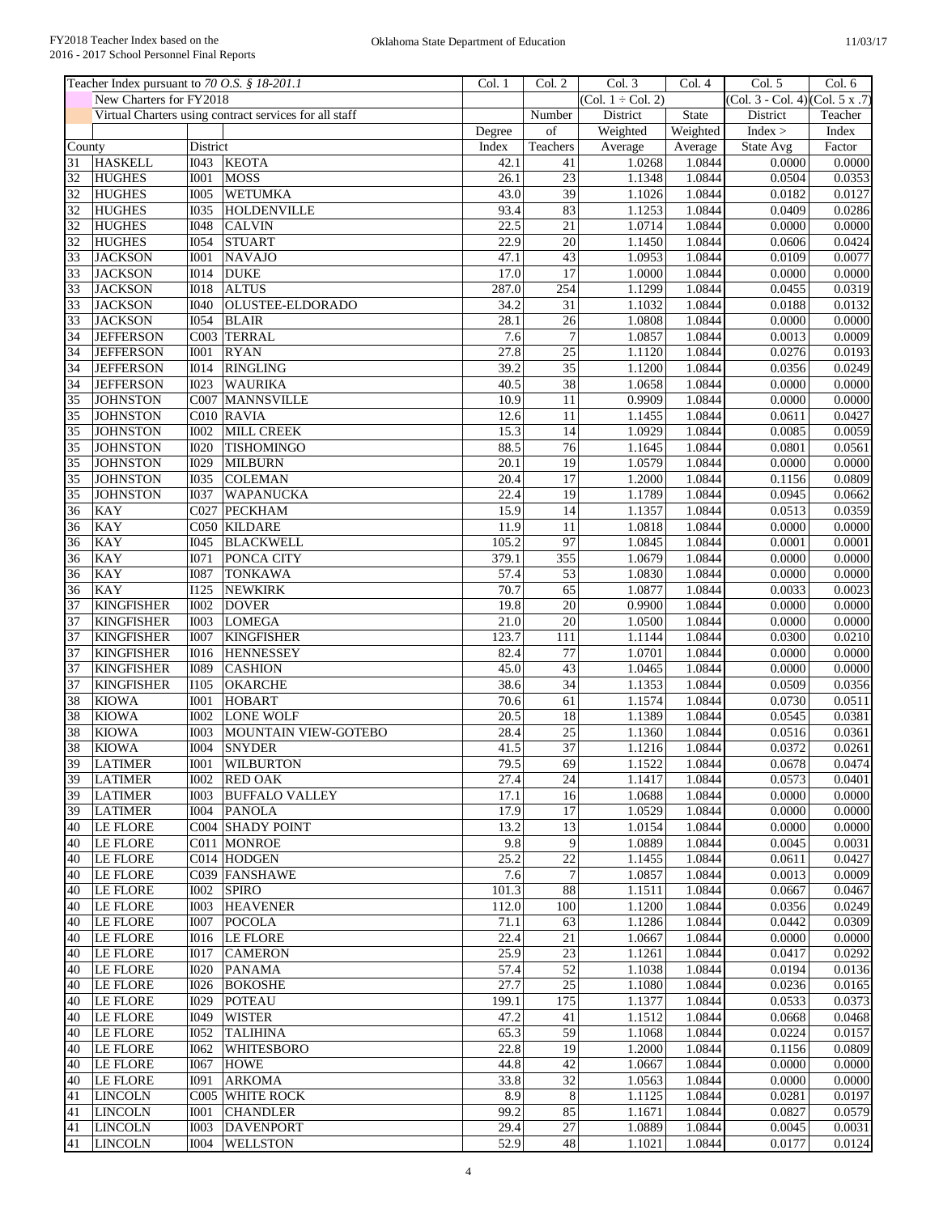| Teacher Index pursuant to *70 O.S. § 18-201.1* | | | | Col. 1 | Col. 2 | Col. 3 | Col. 4 | Col. 5 | Col. 6 |
|---|---|---|---|---|---|---|---|---|---|
| | New Charters for FY2018 | | | | | (Col. 1 ÷ Col. 2) | | (Col. 3 - Col. 4) | (Col. 5 x .7) |
| | Virtual Charters using contract services for all staff | | | | Number | District | State | District | Teacher |
| | | | | Degree | of | Weighted | Weighted | Index > | Index |
| County | | District | | Index | Teachers | Average | Average | State Avg | Factor |
| 31 | HASKELL | I043 | KEOTA | 42.1 | 41 | 1.0268 | 1.0844 | 0.0000 | 0.0000 |
| 32 | HUGHES | I001 | MOSS | 26.1 | 23 | 1.1348 | 1.0844 | 0.0504 | 0.0353 |
| 32 | HUGHES | I005 | WETUMKA | 43.0 | 39 | 1.1026 | 1.0844 | 0.0182 | 0.0127 |
| 32 | HUGHES | I035 | HOLDENVILLE | 93.4 | 83 | 1.1253 | 1.0844 | 0.0409 | 0.0286 |
| 32 | HUGHES | I048 | CALVIN | 22.5 | 21 | 1.0714 | 1.0844 | 0.0000 | 0.0000 |
| 32 | HUGHES | I054 | STUART | 22.9 | 20 | 1.1450 | 1.0844 | 0.0606 | 0.0424 |
| 33 | JACKSON | I001 | NAVAJO | 47.1 | 43 | 1.0953 | 1.0844 | 0.0109 | 0.0077 |
| 33 | JACKSON | I014 | DUKE | 17.0 | 17 | 1.0000 | 1.0844 | 0.0000 | 0.0000 |
| 33 | JACKSON | I018 | ALTUS | 287.0 | 254 | 1.1299 | 1.0844 | 0.0455 | 0.0319 |
| 33 | JACKSON | I040 | OLUSTEE-ELDORADO | 34.2 | 31 | 1.1032 | 1.0844 | 0.0188 | 0.0132 |
| 33 | JACKSON | I054 | BLAIR | 28.1 | 26 | 1.0808 | 1.0844 | 0.0000 | 0.0000 |
| 34 | JEFFERSON | C003 | TERRAL | 7.6 | 7 | 1.0857 | 1.0844 | 0.0013 | 0.0009 |
| 34 | JEFFERSON | I001 | RYAN | 27.8 | 25 | 1.1120 | 1.0844 | 0.0276 | 0.0193 |
| 34 | JEFFERSON | I014 | RINGLING | 39.2 | 35 | 1.1200 | 1.0844 | 0.0356 | 0.0249 |
| 34 | JEFFERSON | I023 | WAURIKA | 40.5 | 38 | 1.0658 | 1.0844 | 0.0000 | 0.0000 |
| 35 | JOHNSTON | C007 | MANNSVILLE | 10.9 | 11 | 0.9909 | 1.0844 | 0.0000 | 0.0000 |
| 35 | JOHNSTON | C010 | RAVIA | 12.6 | 11 | 1.1455 | 1.0844 | 0.0611 | 0.0427 |
| 35 | JOHNSTON | I002 | MILL CREEK | 15.3 | 14 | 1.0929 | 1.0844 | 0.0085 | 0.0059 |
| 35 | JOHNSTON | I020 | TISHOMINGO | 88.5 | 76 | 1.1645 | 1.0844 | 0.0801 | 0.0561 |
| 35 | JOHNSTON | I029 | MILBURN | 20.1 | 19 | 1.0579 | 1.0844 | 0.0000 | 0.0000 |
| 35 | JOHNSTON | I035 | COLEMAN | 20.4 | 17 | 1.2000 | 1.0844 | 0.1156 | 0.0809 |
| 35 | JOHNSTON | I037 | WAPANUCKA | 22.4 | 19 | 1.1789 | 1.0844 | 0.0945 | 0.0662 |
| 36 | KAY | C027 | PECKHAM | 15.9 | 14 | 1.1357 | 1.0844 | 0.0513 | 0.0359 |
| 36 | KAY | C050 | KILDARE | 11.9 | 11 | 1.0818 | 1.0844 | 0.0000 | 0.0000 |
| 36 | KAY | I045 | BLACKWELL | 105.2 | 97 | 1.0845 | 1.0844 | 0.0001 | 0.0001 |
| 36 | KAY | I071 | PONCA CITY | 379.1 | 355 | 1.0679 | 1.0844 | 0.0000 | 0.0000 |
| 36 | KAY | I087 | TONKAWA | 57.4 | 53 | 1.0830 | 1.0844 | 0.0000 | 0.0000 |
| 36 | KAY | I125 | NEWKIRK | 70.7 | 65 | 1.0877 | 1.0844 | 0.0033 | 0.0023 |
| 37 | KINGFISHER | I002 | DOVER | 19.8 | 20 | 0.9900 | 1.0844 | 0.0000 | 0.0000 |
| 37 | KINGFISHER | I003 | LOMEGA | 21.0 | 20 | 1.0500 | 1.0844 | 0.0000 | 0.0000 |
| 37 | KINGFISHER | I007 | KINGFISHER | 123.7 | 111 | 1.1144 | 1.0844 | 0.0300 | 0.0210 |
| 37 | KINGFISHER | I016 | HENNESSEY | 82.4 | 77 | 1.0701 | 1.0844 | 0.0000 | 0.0000 |
| 37 | KINGFISHER | I089 | CASHION | 45.0 | 43 | 1.0465 | 1.0844 | 0.0000 | 0.0000 |
| 37 | KINGFISHER | I105 | OKARCHE | 38.6 | 34 | 1.1353 | 1.0844 | 0.0509 | 0.0356 |
| 38 | KIOWA | I001 | HOBART | 70.6 | 61 | 1.1574 | 1.0844 | 0.0730 | 0.0511 |
| 38 | KIOWA | I002 | LONE WOLF | 20.5 | 18 | 1.1389 | 1.0844 | 0.0545 | 0.0381 |
| 38 | KIOWA | I003 | MOUNTAIN VIEW-GOTEBO | 28.4 | 25 | 1.1360 | 1.0844 | 0.0516 | 0.0361 |
| 38 | KIOWA | I004 | SNYDER | 41.5 | 37 | 1.1216 | 1.0844 | 0.0372 | 0.0261 |
| 39 | LATIMER | I001 | WILBURTON | 79.5 | 69 | 1.1522 | 1.0844 | 0.0678 | 0.0474 |
| 39 | LATIMER | I002 | RED OAK | 27.4 | 24 | 1.1417 | 1.0844 | 0.0573 | 0.0401 |
| 39 | LATIMER | I003 | BUFFALO VALLEY | 17.1 | 16 | 1.0688 | 1.0844 | 0.0000 | 0.0000 |
| 39 | LATIMER | I004 | PANOLA | 17.9 | 17 | 1.0529 | 1.0844 | 0.0000 | 0.0000 |
| 40 | LE FLORE | C004 | SHADY POINT | 13.2 | 13 | 1.0154 | 1.0844 | 0.0000 | 0.0000 |
| 40 | LE FLORE | C011 | MONROE | 9.8 | 9 | 1.0889 | 1.0844 | 0.0045 | 0.0031 |
| 40 | LE FLORE | C014 | HODGEN | 25.2 | 22 | 1.1455 | 1.0844 | 0.0611 | 0.0427 |
| 40 | LE FLORE | C039 | FANSHAWE | 7.6 | 7 | 1.0857 | 1.0844 | 0.0013 | 0.0009 |
| 40 | LE FLORE | I002 | SPIRO | 101.3 | 88 | 1.1511 | 1.0844 | 0.0667 | 0.0467 |
| 40 | LE FLORE | I003 | HEAVENER | 112.0 | 100 | 1.1200 | 1.0844 | 0.0356 | 0.0249 |
| 40 | LE FLORE | I007 | POCOLA | 71.1 | 63 | 1.1286 | 1.0844 | 0.0442 | 0.0309 |
| 40 | LE FLORE | I016 | LE FLORE | 22.4 | 21 | 1.0667 | 1.0844 | 0.0000 | 0.0000 |
| 40 | LE FLORE | I017 | CAMERON | 25.9 | 23 | 1.1261 | 1.0844 | 0.0417 | 0.0292 |
| 40 | LE FLORE | I020 | PANAMA | 57.4 | 52 | 1.1038 | 1.0844 | 0.0194 | 0.0136 |
| 40 | LE FLORE | I026 | BOKOSHE | 27.7 | 25 | 1.1080 | 1.0844 | 0.0236 | 0.0165 |
| 40 | LE FLORE | I029 | POTEAU | 199.1 | 175 | 1.1377 | 1.0844 | 0.0533 | 0.0373 |
| 40 | LE FLORE | I049 | WISTER | 47.2 | 41 | 1.1512 | 1.0844 | 0.0668 | 0.0468 |
| 40 | LE FLORE | I052 | TALIHINA | 65.3 | 59 | 1.1068 | 1.0844 | 0.0224 | 0.0157 |
| 40 | LE FLORE | I062 | WHITESBORO | 22.8 | 19 | 1.2000 | 1.0844 | 0.1156 | 0.0809 |
| 40 | LE FLORE | I067 | HOWE | 44.8 | 42 | 1.0667 | 1.0844 | 0.0000 | 0.0000 |
| 40 | LE FLORE | I091 | ARKOMA | 33.8 | 32 | 1.0563 | 1.0844 | 0.0000 | 0.0000 |
| 41 | LINCOLN | C005 | WHITE ROCK | 8.9 | 8 | 1.1125 | 1.0844 | 0.0281 | 0.0197 |
| 41 | LINCOLN | I001 | CHANDLER | 99.2 | 85 | 1.1671 | 1.0844 | 0.0827 | 0.0579 |
| 41 | LINCOLN | I003 | DAVENPORT | 29.4 | 27 | 1.0889 | 1.0844 | 0.0045 | 0.0031 |
| 41 | LINCOLN | I004 | WELLSTON | 52.9 | 48 | 1.1021 | 1.0844 | 0.0177 | 0.0124 |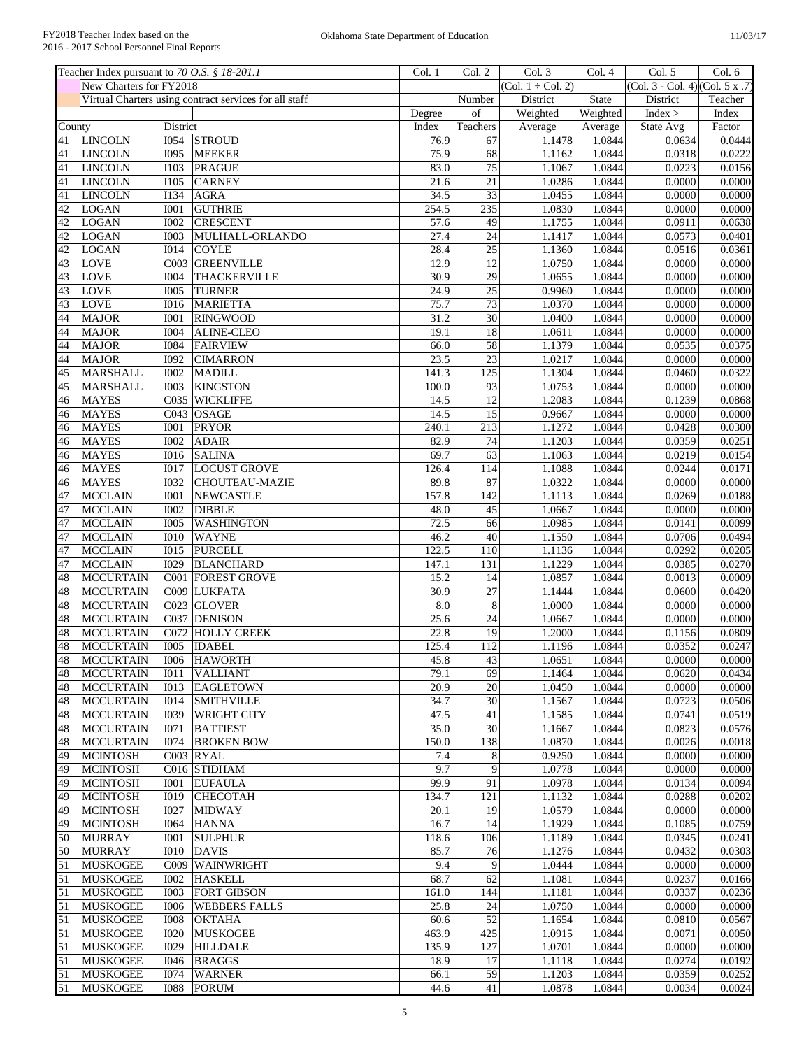| Teacher Index pursuant to *70 O.S. § 18-201.1* | | | | Col. 1 | Col. 2 | Col. 3 | Col. 4 | Col. 5 | Col. 6 |
|---|---|---|---|---|---|---|---|---|---|
| New Charters for FY2018 | | | | | | (Col. 1 ÷ Col. 2) | | (Col. 3 - Col. 4) | (Col. 5 x .7) |
| Virtual Charters using contract services for all staff | | | | | Number | District | State | District | Teacher |
| | | | | Degree | of | Weighted | Weighted | Index > | Index |
| County | | District | | Index | Teachers | Average | Average | State Avg | Factor |
| 41 | LINCOLN | I054 | STROUD | 76.9 | 67 | 1.1478 | 1.0844 | 0.0634 | 0.0444 |
| 41 | LINCOLN | I095 | MEEKER | 75.9 | 68 | 1.1162 | 1.0844 | 0.0318 | 0.0222 |
| 41 | LINCOLN | I103 | PRAGUE | 83.0 | 75 | 1.1067 | 1.0844 | 0.0223 | 0.0156 |
| 41 | LINCOLN | I105 | CARNEY | 21.6 | 21 | 1.0286 | 1.0844 | 0.0000 | 0.0000 |
| 41 | LINCOLN | I134 | AGRA | 34.5 | 33 | 1.0455 | 1.0844 | 0.0000 | 0.0000 |
| 42 | LOGAN | I001 | GUTHRIE | 254.5 | 235 | 1.0830 | 1.0844 | 0.0000 | 0.0000 |
| 42 | LOGAN | I002 | CRESCENT | 57.6 | 49 | 1.1755 | 1.0844 | 0.0911 | 0.0638 |
| 42 | LOGAN | I003 | MULHALL-ORLANDO | 27.4 | 24 | 1.1417 | 1.0844 | 0.0573 | 0.0401 |
| 42 | LOGAN | I014 | COYLE | 28.4 | 25 | 1.1360 | 1.0844 | 0.0516 | 0.0361 |
| 43 | LOVE | C003 | GREENVILLE | 12.9 | 12 | 1.0750 | 1.0844 | 0.0000 | 0.0000 |
| 43 | LOVE | I004 | THACKERVILLE | 30.9 | 29 | 1.0655 | 1.0844 | 0.0000 | 0.0000 |
| 43 | LOVE | I005 | TURNER | 24.9 | 25 | 0.9960 | 1.0844 | 0.0000 | 0.0000 |
| 43 | LOVE | I016 | MARIETTA | 75.7 | 73 | 1.0370 | 1.0844 | 0.0000 | 0.0000 |
| 44 | MAJOR | I001 | RINGWOOD | 31.2 | 30 | 1.0400 | 1.0844 | 0.0000 | 0.0000 |
| 44 | MAJOR | I004 | ALINE-CLEO | 19.1 | 18 | 1.0611 | 1.0844 | 0.0000 | 0.0000 |
| 44 | MAJOR | I084 | FAIRVIEW | 66.0 | 58 | 1.1379 | 1.0844 | 0.0535 | 0.0375 |
| 44 | MAJOR | I092 | CIMARRON | 23.5 | 23 | 1.0217 | 1.0844 | 0.0000 | 0.0000 |
| 45 | MARSHALL | I002 | MADILL | 141.3 | 125 | 1.1304 | 1.0844 | 0.0460 | 0.0322 |
| 45 | MARSHALL | I003 | KINGSTON | 100.0 | 93 | 1.0753 | 1.0844 | 0.0000 | 0.0000 |
| 46 | MAYES | C035 | WICKLIFFE | 14.5 | 12 | 1.2083 | 1.0844 | 0.1239 | 0.0868 |
| 46 | MAYES | C043 | OSAGE | 14.5 | 15 | 0.9667 | 1.0844 | 0.0000 | 0.0000 |
| 46 | MAYES | I001 | PRYOR | 240.1 | 213 | 1.1272 | 1.0844 | 0.0428 | 0.0300 |
| 46 | MAYES | I002 | ADAIR | 82.9 | 74 | 1.1203 | 1.0844 | 0.0359 | 0.0251 |
| 46 | MAYES | I016 | SALINA | 69.7 | 63 | 1.1063 | 1.0844 | 0.0219 | 0.0154 |
| 46 | MAYES | I017 | LOCUST GROVE | 126.4 | 114 | 1.1088 | 1.0844 | 0.0244 | 0.0171 |
| 46 | MAYES | I032 | CHOUTEAU-MAZIE | 89.8 | 87 | 1.0322 | 1.0844 | 0.0000 | 0.0000 |
| 47 | MCCLAIN | I001 | NEWCASTLE | 157.8 | 142 | 1.1113 | 1.0844 | 0.0269 | 0.0188 |
| 47 | MCCLAIN | I002 | DIBBLE | 48.0 | 45 | 1.0667 | 1.0844 | 0.0000 | 0.0000 |
| 47 | MCCLAIN | I005 | WASHINGTON | 72.5 | 66 | 1.0985 | 1.0844 | 0.0141 | 0.0099 |
| 47 | MCCLAIN | I010 | WAYNE | 46.2 | 40 | 1.1550 | 1.0844 | 0.0706 | 0.0494 |
| 47 | MCCLAIN | I015 | PURCELL | 122.5 | 110 | 1.1136 | 1.0844 | 0.0292 | 0.0205 |
| 47 | MCCLAIN | I029 | BLANCHARD | 147.1 | 131 | 1.1229 | 1.0844 | 0.0385 | 0.0270 |
| 48 | MCCURTAIN | C001 | FOREST GROVE | 15.2 | 14 | 1.0857 | 1.0844 | 0.0013 | 0.0009 |
| 48 | MCCURTAIN | C009 | LUKFATA | 30.9 | 27 | 1.1444 | 1.0844 | 0.0600 | 0.0420 |
| 48 | MCCURTAIN | C023 | GLOVER | 8.0 | 8 | 1.0000 | 1.0844 | 0.0000 | 0.0000 |
| 48 | MCCURTAIN | C037 | DENISON | 25.6 | 24 | 1.0667 | 1.0844 | 0.0000 | 0.0000 |
| 48 | MCCURTAIN | C072 | HOLLY CREEK | 22.8 | 19 | 1.2000 | 1.0844 | 0.1156 | 0.0809 |
| 48 | MCCURTAIN | I005 | IDABEL | 125.4 | 112 | 1.1196 | 1.0844 | 0.0352 | 0.0247 |
| 48 | MCCURTAIN | I006 | HAWORTH | 45.8 | 43 | 1.0651 | 1.0844 | 0.0000 | 0.0000 |
| 48 | MCCURTAIN | I011 | VALLIANT | 79.1 | 69 | 1.1464 | 1.0844 | 0.0620 | 0.0434 |
| 48 | MCCURTAIN | I013 | EAGLETOWN | 20.9 | 20 | 1.0450 | 1.0844 | 0.0000 | 0.0000 |
| 48 | MCCURTAIN | I014 | SMITHVILLE | 34.7 | 30 | 1.1567 | 1.0844 | 0.0723 | 0.0506 |
| 48 | MCCURTAIN | I039 | WRIGHT CITY | 47.5 | 41 | 1.1585 | 1.0844 | 0.0741 | 0.0519 |
| 48 | MCCURTAIN | I071 | BATTIEST | 35.0 | 30 | 1.1667 | 1.0844 | 0.0823 | 0.0576 |
| 48 | MCCURTAIN | I074 | BROKEN BOW | 150.0 | 138 | 1.0870 | 1.0844 | 0.0026 | 0.0018 |
| 49 | MCINTOSH | C003 | RYAL | 7.4 | 8 | 0.9250 | 1.0844 | 0.0000 | 0.0000 |
| 49 | MCINTOSH | C016 | STIDHAM | 9.7 | 9 | 1.0778 | 1.0844 | 0.0000 | 0.0000 |
| 49 | MCINTOSH | I001 | EUFAULA | 99.9 | 91 | 1.0978 | 1.0844 | 0.0134 | 0.0094 |
| 49 | MCINTOSH | I019 | CHECOTAH | 134.7 | 121 | 1.1132 | 1.0844 | 0.0288 | 0.0202 |
| 49 | MCINTOSH | I027 | MIDWAY | 20.1 | 19 | 1.0579 | 1.0844 | 0.0000 | 0.0000 |
| 49 | MCINTOSH | I064 | HANNA | 16.7 | 14 | 1.1929 | 1.0844 | 0.1085 | 0.0759 |
| 50 | MURRAY | I001 | SULPHUR | 118.6 | 106 | 1.1189 | 1.0844 | 0.0345 | 0.0241 |
| 50 | MURRAY | I010 | DAVIS | 85.7 | 76 | 1.1276 | 1.0844 | 0.0432 | 0.0303 |
| 51 | MUSKOGEE | C009 | WAINWRIGHT | 9.4 | 9 | 1.0444 | 1.0844 | 0.0000 | 0.0000 |
| 51 | MUSKOGEE | I002 | HASKELL | 68.7 | 62 | 1.1081 | 1.0844 | 0.0237 | 0.0166 |
| 51 | MUSKOGEE | I003 | FORT GIBSON | 161.0 | 144 | 1.1181 | 1.0844 | 0.0337 | 0.0236 |
| 51 | MUSKOGEE | I006 | WEBBERS FALLS | 25.8 | 24 | 1.0750 | 1.0844 | 0.0000 | 0.0000 |
| 51 | MUSKOGEE | I008 | OKTAHA | 60.6 | 52 | 1.1654 | 1.0844 | 0.0810 | 0.0567 |
| 51 | MUSKOGEE | I020 | MUSKOGEE | 463.9 | 425 | 1.0915 | 1.0844 | 0.0071 | 0.0050 |
| 51 | MUSKOGEE | I029 | HILLDALE | 135.9 | 127 | 1.0701 | 1.0844 | 0.0000 | 0.0000 |
| 51 | MUSKOGEE | I046 | BRAGGS | 18.9 | 17 | 1.1118 | 1.0844 | 0.0274 | 0.0192 |
| 51 | MUSKOGEE | I074 | WARNER | 66.1 | 59 | 1.1203 | 1.0844 | 0.0359 | 0.0252 |
| 51 | MUSKOGEE | I088 | PORUM | 44.6 | 41 | 1.0878 | 1.0844 | 0.0034 | 0.0024 |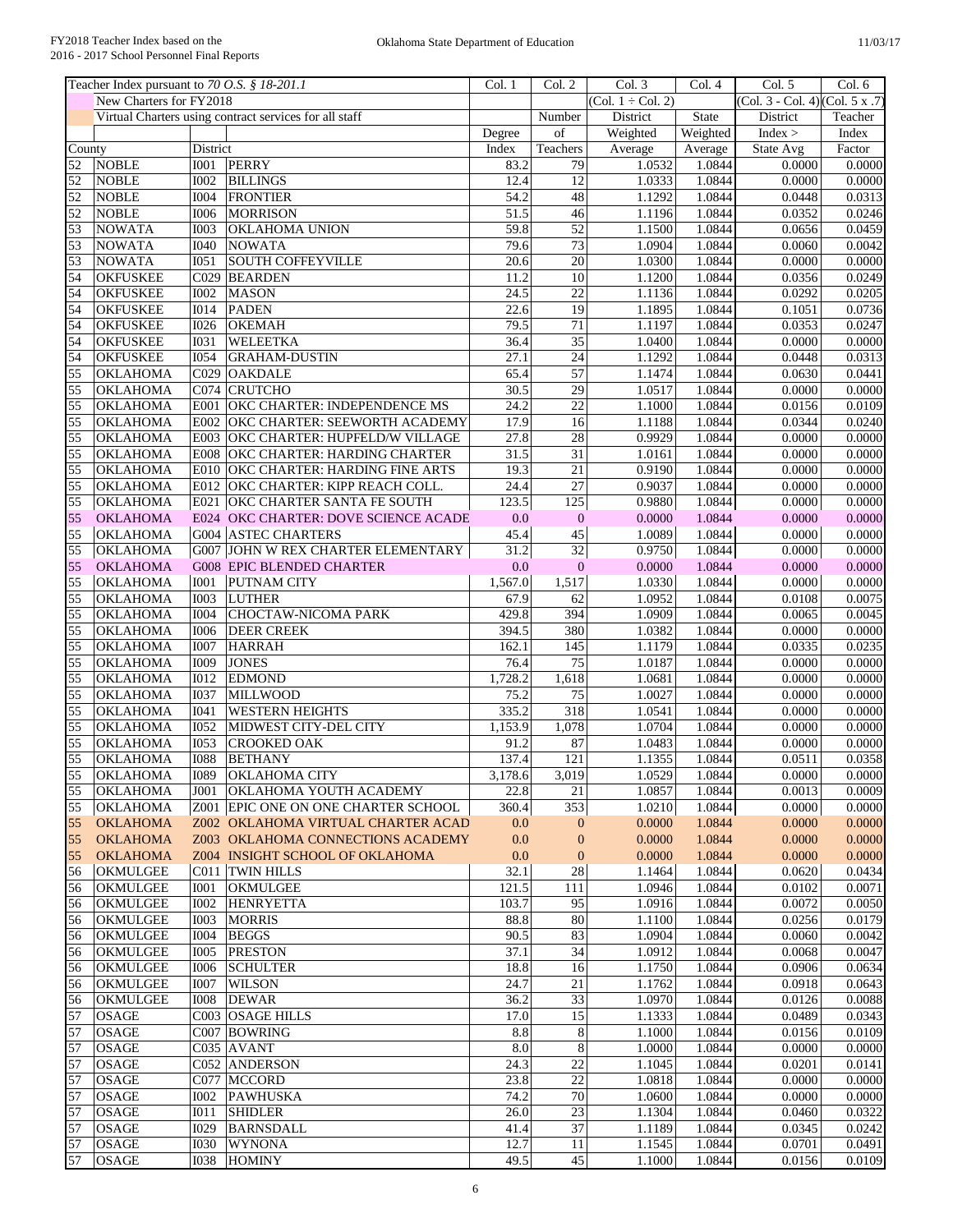| Teacher Index pursuant to *70 O.S. § 18-201.1* | | | | Col. 1 | Col. 2 | Col. 3 | Col. 4 | Col. 5 | Col. 6 |
|---|---|---|---|---|---|---|---|---|---|
| New Charters for FY2018 | | | | | | (Col. 1 ÷ Col. 2) | | (Col. 3 - Col. 4) | (Col. 5 x .7) |
| Virtual Charters using contract services for all staff | | | | | Number | District | State | District | Teacher |
| | | | | Degree | of | Weighted | Weighted | Index > | Index |
| County | | District | | Index | Teachers | Average | Average | State Avg | Factor |
| 52 | NOBLE | I001 | PERRY | 83.2 | 79 | 1.0532 | 1.0844 | 0.0000 | 0.0000 |
| 52 | NOBLE | I002 | BILLINGS | 12.4 | 12 | 1.0333 | 1.0844 | 0.0000 | 0.0000 |
| 52 | NOBLE | I004 | FRONTIER | 54.2 | 48 | 1.1292 | 1.0844 | 0.0448 | 0.0313 |
| 52 | NOBLE | I006 | MORRISON | 51.5 | 46 | 1.1196 | 1.0844 | 0.0352 | 0.0246 |
| 53 | NOWATA | I003 | OKLAHOMA UNION | 59.8 | 52 | 1.1500 | 1.0844 | 0.0656 | 0.0459 |
| 53 | NOWATA | I040 | NOWATA | 79.6 | 73 | 1.0904 | 1.0844 | 0.0060 | 0.0042 |
| 53 | NOWATA | I051 | SOUTH COFFEYVILLE | 20.6 | 20 | 1.0300 | 1.0844 | 0.0000 | 0.0000 |
| 54 | OKFUSKEE | C029 | BEARDEN | 11.2 | 10 | 1.1200 | 1.0844 | 0.0356 | 0.0249 |
| 54 | OKFUSKEE | I002 | MASON | 24.5 | 22 | 1.1136 | 1.0844 | 0.0292 | 0.0205 |
| 54 | OKFUSKEE | I014 | PADEN | 22.6 | 19 | 1.1895 | 1.0844 | 0.1051 | 0.0736 |
| 54 | OKFUSKEE | I026 | OKEMAH | 79.5 | 71 | 1.1197 | 1.0844 | 0.0353 | 0.0247 |
| 54 | OKFUSKEE | I031 | WELEETKA | 36.4 | 35 | 1.0400 | 1.0844 | 0.0000 | 0.0000 |
| 54 | OKFUSKEE | I054 | GRAHAM-DUSTIN | 27.1 | 24 | 1.1292 | 1.0844 | 0.0448 | 0.0313 |
| 55 | OKLAHOMA | C029 | OAKDALE | 65.4 | 57 | 1.1474 | 1.0844 | 0.0630 | 0.0441 |
| 55 | OKLAHOMA | C074 | CRUTCHO | 30.5 | 29 | 1.0517 | 1.0844 | 0.0000 | 0.0000 |
| 55 | OKLAHOMA | E001 | OKC CHARTER: INDEPENDENCE MS | 24.2 | 22 | 1.1000 | 1.0844 | 0.0156 | 0.0109 |
| 55 | OKLAHOMA | E002 | OKC CHARTER: SEEWORTH ACADEMY | 17.9 | 16 | 1.1188 | 1.0844 | 0.0344 | 0.0240 |
| 55 | OKLAHOMA | E003 | OKC CHARTER: HUPFELD/W VILLAGE | 27.8 | 28 | 0.9929 | 1.0844 | 0.0000 | 0.0000 |
| 55 | OKLAHOMA | E008 | OKC CHARTER: HARDING CHARTER | 31.5 | 31 | 1.0161 | 1.0844 | 0.0000 | 0.0000 |
| 55 | OKLAHOMA | E010 | OKC CHARTER: HARDING FINE ARTS | 19.3 | 21 | 0.9190 | 1.0844 | 0.0000 | 0.0000 |
| 55 | OKLAHOMA | E012 | OKC CHARTER: KIPP REACH COLL. | 24.4 | 27 | 0.9037 | 1.0844 | 0.0000 | 0.0000 |
| 55 | OKLAHOMA | E021 | OKC CHARTER SANTA FE SOUTH | 123.5 | 125 | 0.9880 | 1.0844 | 0.0000 | 0.0000 |
| 55 | OKLAHOMA | E024 | OKC CHARTER: DOVE SCIENCE ACADE | 0.0 | 0 | 0.0000 | 1.0844 | 0.0000 | 0.0000 |
| 55 | OKLAHOMA | G004 | ASTEC CHARTERS | 45.4 | 45 | 1.0089 | 1.0844 | 0.0000 | 0.0000 |
| 55 | OKLAHOMA | G007 | JOHN W REX CHARTER ELEMENTARY | 31.2 | 32 | 0.9750 | 1.0844 | 0.0000 | 0.0000 |
| 55 | OKLAHOMA | G008 | EPIC BLENDED CHARTER | 0.0 | 0 | 0.0000 | 1.0844 | 0.0000 | 0.0000 |
| 55 | OKLAHOMA | I001 | PUTNAM CITY | 1,567.0 | 1,517 | 1.0330 | 1.0844 | 0.0000 | 0.0000 |
| 55 | OKLAHOMA | I003 | LUTHER | 67.9 | 62 | 1.0952 | 1.0844 | 0.0108 | 0.0075 |
| 55 | OKLAHOMA | I004 | CHOCTAW-NICOMA PARK | 429.8 | 394 | 1.0909 | 1.0844 | 0.0065 | 0.0045 |
| 55 | OKLAHOMA | I006 | DEER CREEK | 394.5 | 380 | 1.0382 | 1.0844 | 0.0000 | 0.0000 |
| 55 | OKLAHOMA | I007 | HARRAH | 162.1 | 145 | 1.1179 | 1.0844 | 0.0335 | 0.0235 |
| 55 | OKLAHOMA | I009 | JONES | 76.4 | 75 | 1.0187 | 1.0844 | 0.0000 | 0.0000 |
| 55 | OKLAHOMA | I012 | EDMOND | 1,728.2 | 1,618 | 1.0681 | 1.0844 | 0.0000 | 0.0000 |
| 55 | OKLAHOMA | I037 | MILLWOOD | 75.2 | 75 | 1.0027 | 1.0844 | 0.0000 | 0.0000 |
| 55 | OKLAHOMA | I041 | WESTERN HEIGHTS | 335.2 | 318 | 1.0541 | 1.0844 | 0.0000 | 0.0000 |
| 55 | OKLAHOMA | I052 | MIDWEST CITY-DEL CITY | 1,153.9 | 1,078 | 1.0704 | 1.0844 | 0.0000 | 0.0000 |
| 55 | OKLAHOMA | I053 | CROOKED OAK | 91.2 | 87 | 1.0483 | 1.0844 | 0.0000 | 0.0000 |
| 55 | OKLAHOMA | I088 | BETHANY | 137.4 | 121 | 1.1355 | 1.0844 | 0.0511 | 0.0358 |
| 55 | OKLAHOMA | I089 | OKLAHOMA CITY | 3,178.6 | 3,019 | 1.0529 | 1.0844 | 0.0000 | 0.0000 |
| 55 | OKLAHOMA | J001 | OKLAHOMA YOUTH ACADEMY | 22.8 | 21 | 1.0857 | 1.0844 | 0.0013 | 0.0009 |
| 55 | OKLAHOMA | Z001 | EPIC ONE ON ONE CHARTER SCHOOL | 360.4 | 353 | 1.0210 | 1.0844 | 0.0000 | 0.0000 |
| 55 | OKLAHOMA | Z002 | OKLAHOMA VIRTUAL CHARTER ACAD | 0.0 | 0 | 0.0000 | 1.0844 | 0.0000 | 0.0000 |
| 55 | OKLAHOMA | Z003 | OKLAHOMA CONNECTIONS ACADEMY | 0.0 | 0 | 0.0000 | 1.0844 | 0.0000 | 0.0000 |
| 55 | OKLAHOMA | Z004 | INSIGHT SCHOOL OF OKLAHOMA | 0.0 | 0 | 0.0000 | 1.0844 | 0.0000 | 0.0000 |
| 56 | OKMULGEE | C011 | TWIN HILLS | 32.1 | 28 | 1.1464 | 1.0844 | 0.0620 | 0.0434 |
| 56 | OKMULGEE | I001 | OKMULGEE | 121.5 | 111 | 1.0946 | 1.0844 | 0.0102 | 0.0071 |
| 56 | OKMULGEE | I002 | HENRYETTA | 103.7 | 95 | 1.0916 | 1.0844 | 0.0072 | 0.0050 |
| 56 | OKMULGEE | I003 | MORRIS | 88.8 | 80 | 1.1100 | 1.0844 | 0.0256 | 0.0179 |
| 56 | OKMULGEE | I004 | BEGGS | 90.5 | 83 | 1.0904 | 1.0844 | 0.0060 | 0.0042 |
| 56 | OKMULGEE | I005 | PRESTON | 37.1 | 34 | 1.0912 | 1.0844 | 0.0068 | 0.0047 |
| 56 | OKMULGEE | I006 | SCHULTER | 18.8 | 16 | 1.1750 | 1.0844 | 0.0906 | 0.0634 |
| 56 | OKMULGEE | I007 | WILSON | 24.7 | 21 | 1.1762 | 1.0844 | 0.0918 | 0.0643 |
| 56 | OKMULGEE | I008 | DEWAR | 36.2 | 33 | 1.0970 | 1.0844 | 0.0126 | 0.0088 |
| 57 | OSAGE | C003 | OSAGE HILLS | 17.0 | 15 | 1.1333 | 1.0844 | 0.0489 | 0.0343 |
| 57 | OSAGE | C007 | BOWRING | 8.8 | 8 | 1.1000 | 1.0844 | 0.0156 | 0.0109 |
| 57 | OSAGE | C035 | AVANT | 8.0 | 8 | 1.0000 | 1.0844 | 0.0000 | 0.0000 |
| 57 | OSAGE | C052 | ANDERSON | 24.3 | 22 | 1.1045 | 1.0844 | 0.0201 | 0.0141 |
| 57 | OSAGE | C077 | MCCORD | 23.8 | 22 | 1.0818 | 1.0844 | 0.0000 | 0.0000 |
| 57 | OSAGE | I002 | PAWHUSKA | 74.2 | 70 | 1.0600 | 1.0844 | 0.0000 | 0.0000 |
| 57 | OSAGE | I011 | SHIDLER | 26.0 | 23 | 1.1304 | 1.0844 | 0.0460 | 0.0322 |
| 57 | OSAGE | I029 | BARNSDALL | 41.4 | 37 | 1.1189 | 1.0844 | 0.0345 | 0.0242 |
| 57 | OSAGE | I030 | WYNONA | 12.7 | 11 | 1.1545 | 1.0844 | 0.0701 | 0.0491 |
| 57 | OSAGE | I038 | HOMINY | 49.5 | 45 | 1.1000 | 1.0844 | 0.0156 | 0.0109 |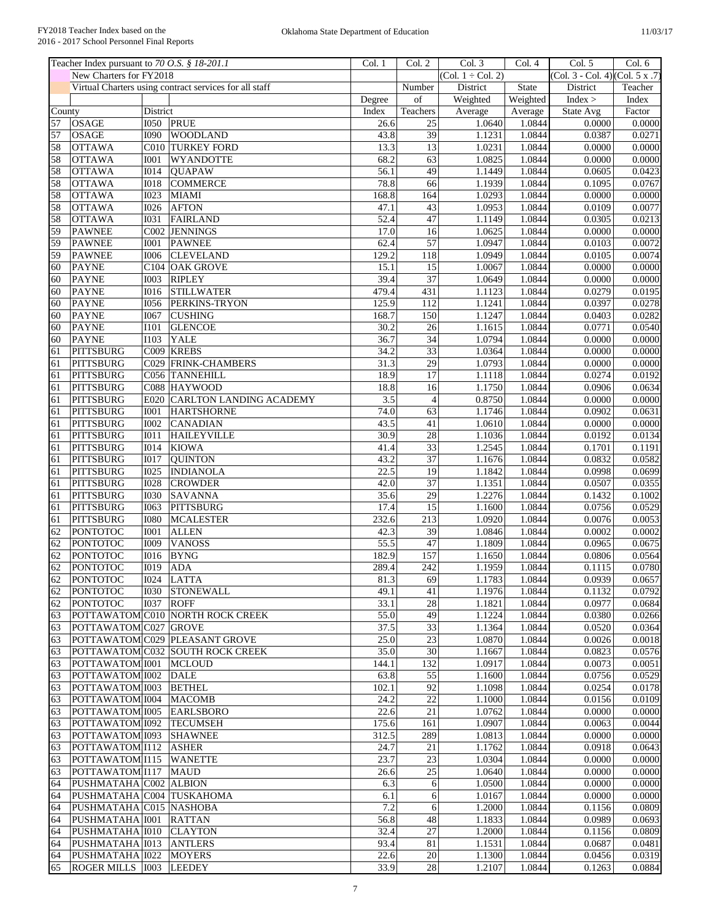| Teacher Index pursuant to *70 O.S. § 18-201.1* | | | | Col. 1 | Col. 2 | Col. 3 | Col. 4 | Col. 5 | Col. 6 |
|---|---|---|---|---|---|---|---|---|---|
| | New Charters for FY2018 | | | | | (Col. 1 ÷ Col. 2) | | (Col. 3 - Col. 4) | (Col. 5 x .7) |
| | Virtual Charters using contract services for all staff | | | | Number | District | State | District | Teacher |
| | | | | Degree | of | Weighted | Weighted | Index > | Index |
| County | | District | | Index | Teachers | Average | Average | State Avg | Factor |
| 57 | OSAGE | I050 | PRUE | 26.6 | 25 | 1.0640 | 1.0844 | 0.0000 | 0.0000 |
| 57 | OSAGE | I090 | WOODLAND | 43.8 | 39 | 1.1231 | 1.0844 | 0.0387 | 0.0271 |
| 58 | OTTAWA | C010 | TURKEY FORD | 13.3 | 13 | 1.0231 | 1.0844 | 0.0000 | 0.0000 |
| 58 | OTTAWA | I001 | WYANDOTTE | 68.2 | 63 | 1.0825 | 1.0844 | 0.0000 | 0.0000 |
| 58 | OTTAWA | I014 | QUAPAW | 56.1 | 49 | 1.1449 | 1.0844 | 0.0605 | 0.0423 |
| 58 | OTTAWA | I018 | COMMERCE | 78.8 | 66 | 1.1939 | 1.0844 | 0.1095 | 0.0767 |
| 58 | OTTAWA | I023 | MIAMI | 168.8 | 164 | 1.0293 | 1.0844 | 0.0000 | 0.0000 |
| 58 | OTTAWA | I026 | AFTON | 47.1 | 43 | 1.0953 | 1.0844 | 0.0109 | 0.0077 |
| 58 | OTTAWA | I031 | FAIRLAND | 52.4 | 47 | 1.1149 | 1.0844 | 0.0305 | 0.0213 |
| 59 | PAWNEE | C002 | JENNINGS | 17.0 | 16 | 1.0625 | 1.0844 | 0.0000 | 0.0000 |
| 59 | PAWNEE | I001 | PAWNEE | 62.4 | 57 | 1.0947 | 1.0844 | 0.0103 | 0.0072 |
| 59 | PAWNEE | I006 | CLEVELAND | 129.2 | 118 | 1.0949 | 1.0844 | 0.0105 | 0.0074 |
| 60 | PAYNE | C104 | OAK GROVE | 15.1 | 15 | 1.0067 | 1.0844 | 0.0000 | 0.0000 |
| 60 | PAYNE | I003 | RIPLEY | 39.4 | 37 | 1.0649 | 1.0844 | 0.0000 | 0.0000 |
| 60 | PAYNE | I016 | STILLWATER | 479.4 | 431 | 1.1123 | 1.0844 | 0.0279 | 0.0195 |
| 60 | PAYNE | I056 | PERKINS-TRYON | 125.9 | 112 | 1.1241 | 1.0844 | 0.0397 | 0.0278 |
| 60 | PAYNE | I067 | CUSHING | 168.7 | 150 | 1.1247 | 1.0844 | 0.0403 | 0.0282 |
| 60 | PAYNE | I101 | GLENCOE | 30.2 | 26 | 1.1615 | 1.0844 | 0.0771 | 0.0540 |
| 60 | PAYNE | I103 | YALE | 36.7 | 34 | 1.0794 | 1.0844 | 0.0000 | 0.0000 |
| 61 | PITTSBURG | C009 | KREBS | 34.2 | 33 | 1.0364 | 1.0844 | 0.0000 | 0.0000 |
| 61 | PITTSBURG | C029 | FRINK-CHAMBERS | 31.3 | 29 | 1.0793 | 1.0844 | 0.0000 | 0.0000 |
| 61 | PITTSBURG | C056 | TANNEHILL | 18.9 | 17 | 1.1118 | 1.0844 | 0.0274 | 0.0192 |
| 61 | PITTSBURG | C088 | HAYWOOD | 18.8 | 16 | 1.1750 | 1.0844 | 0.0906 | 0.0634 |
| 61 | PITTSBURG | E020 | CARLTON LANDING ACADEMY | 3.5 | 4 | 0.8750 | 1.0844 | 0.0000 | 0.0000 |
| 61 | PITTSBURG | I001 | HARTSHORNE | 74.0 | 63 | 1.1746 | 1.0844 | 0.0902 | 0.0631 |
| 61 | PITTSBURG | I002 | CANADIAN | 43.5 | 41 | 1.0610 | 1.0844 | 0.0000 | 0.0000 |
| 61 | PITTSBURG | I011 | HAILEYVILLE | 30.9 | 28 | 1.1036 | 1.0844 | 0.0192 | 0.0134 |
| 61 | PITTSBURG | I014 | KIOWA | 41.4 | 33 | 1.2545 | 1.0844 | 0.1701 | 0.1191 |
| 61 | PITTSBURG | I017 | QUINTON | 43.2 | 37 | 1.1676 | 1.0844 | 0.0832 | 0.0582 |
| 61 | PITTSBURG | I025 | INDIANOLA | 22.5 | 19 | 1.1842 | 1.0844 | 0.0998 | 0.0699 |
| 61 | PITTSBURG | I028 | CROWDER | 42.0 | 37 | 1.1351 | 1.0844 | 0.0507 | 0.0355 |
| 61 | PITTSBURG | I030 | SAVANNA | 35.6 | 29 | 1.2276 | 1.0844 | 0.1432 | 0.1002 |
| 61 | PITTSBURG | I063 | PITTSBURG | 17.4 | 15 | 1.1600 | 1.0844 | 0.0756 | 0.0529 |
| 61 | PITTSBURG | I080 | MCALESTER | 232.6 | 213 | 1.0920 | 1.0844 | 0.0076 | 0.0053 |
| 62 | PONTOTOC | I001 | ALLEN | 42.3 | 39 | 1.0846 | 1.0844 | 0.0002 | 0.0002 |
| 62 | PONTOTOC | I009 | VANOSS | 55.5 | 47 | 1.1809 | 1.0844 | 0.0965 | 0.0675 |
| 62 | PONTOTOC | I016 | BYNG | 182.9 | 157 | 1.1650 | 1.0844 | 0.0806 | 0.0564 |
| 62 | PONTOTOC | I019 | ADA | 289.4 | 242 | 1.1959 | 1.0844 | 0.1115 | 0.0780 |
| 62 | PONTOTOC | I024 | LATTA | 81.3 | 69 | 1.1783 | 1.0844 | 0.0939 | 0.0657 |
| 62 | PONTOTOC | I030 | STONEWALL | 49.1 | 41 | 1.1976 | 1.0844 | 0.1132 | 0.0792 |
| 62 | PONTOTOC | I037 | ROFF | 33.1 | 28 | 1.1821 | 1.0844 | 0.0977 | 0.0684 |
| 63 | POTTAWATOM | C010 | NORTH ROCK CREEK | 55.0 | 49 | 1.1224 | 1.0844 | 0.0380 | 0.0266 |
| 63 | POTTAWATOM | C027 | GROVE | 37.5 | 33 | 1.1364 | 1.0844 | 0.0520 | 0.0364 |
| 63 | POTTAWATOM | C029 | PLEASANT GROVE | 25.0 | 23 | 1.0870 | 1.0844 | 0.0026 | 0.0018 |
| 63 | POTTAWATOM | C032 | SOUTH ROCK CREEK | 35.0 | 30 | 1.1667 | 1.0844 | 0.0823 | 0.0576 |
| 63 | POTTAWATOM | I001 | MCLOUD | 144.1 | 132 | 1.0917 | 1.0844 | 0.0073 | 0.0051 |
| 63 | POTTAWATOM | I002 | DALE | 63.8 | 55 | 1.1600 | 1.0844 | 0.0756 | 0.0529 |
| 63 | POTTAWATOM | I003 | BETHEL | 102.1 | 92 | 1.1098 | 1.0844 | 0.0254 | 0.0178 |
| 63 | POTTAWATOM | I004 | MACOMB | 24.2 | 22 | 1.1000 | 1.0844 | 0.0156 | 0.0109 |
| 63 | POTTAWATOM | I005 | EARLSBORO | 22.6 | 21 | 1.0762 | 1.0844 | 0.0000 | 0.0000 |
| 63 | POTTAWATOM | I092 | TECUMSEH | 175.6 | 161 | 1.0907 | 1.0844 | 0.0063 | 0.0044 |
| 63 | POTTAWATOM | I093 | SHAWNEE | 312.5 | 289 | 1.0813 | 1.0844 | 0.0000 | 0.0000 |
| 63 | POTTAWATOM | I112 | ASHER | 24.7 | 21 | 1.1762 | 1.0844 | 0.0918 | 0.0643 |
| 63 | POTTAWATOM | I115 | WANETTE | 23.7 | 23 | 1.0304 | 1.0844 | 0.0000 | 0.0000 |
| 63 | POTTAWATOM | I117 | MAUD | 26.6 | 25 | 1.0640 | 1.0844 | 0.0000 | 0.0000 |
| 64 | PUSHMATAHA | C002 | ALBION | 6.3 | 6 | 1.0500 | 1.0844 | 0.0000 | 0.0000 |
| 64 | PUSHMATAHA | C004 | TUSKAHOMA | 6.1 | 6 | 1.0167 | 1.0844 | 0.0000 | 0.0000 |
| 64 | PUSHMATAHA | C015 | NASHOBA | 7.2 | 6 | 1.2000 | 1.0844 | 0.1156 | 0.0809 |
| 64 | PUSHMATAHA | I001 | RATTAN | 56.8 | 48 | 1.1833 | 1.0844 | 0.0989 | 0.0693 |
| 64 | PUSHMATAHA | I010 | CLAYTON | 32.4 | 27 | 1.2000 | 1.0844 | 0.1156 | 0.0809 |
| 64 | PUSHMATAHA | I013 | ANTLERS | 93.4 | 81 | 1.1531 | 1.0844 | 0.0687 | 0.0481 |
| 64 | PUSHMATAHA | I022 | MOYERS | 22.6 | 20 | 1.1300 | 1.0844 | 0.0456 | 0.0319 |
| 65 | ROGER MILLS | I003 | LEEDEY | 33.9 | 28 | 1.2107 | 1.0844 | 0.1263 | 0.0884 |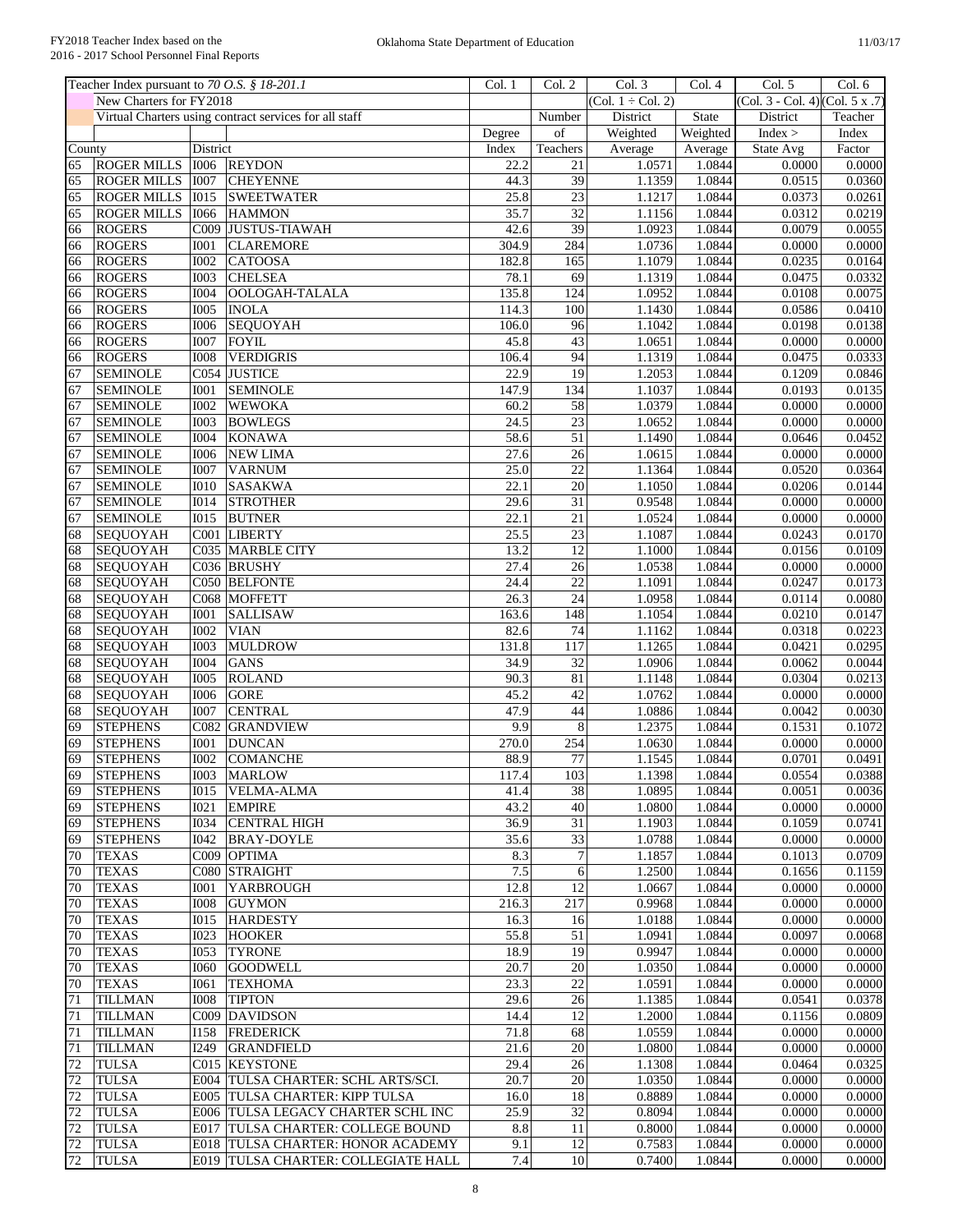| Teacher Index pursuant to *70 O.S. § 18-201.1* | | | | Col. 1 | Col. 2 | Col. 3 | Col. 4 | Col. 5 | Col. 6 |
|---|---|---|---|---|---|---|---|---|---|
| | New Charters for FY2018 | | | | | (Col. 1 ÷ Col. 2) | | (Col. 3 - Col. 4) | (Col. 5 x .7) |
| | Virtual Charters using contract services for all staff | | | | Number | District | State | District | Teacher |
| | | | | Degree | of | Weighted | Weighted | Index > | Index |
| County | | District | | Index | Teachers | Average | Average | State Avg | Factor |
| 65 | ROGER MILLS | I006 | REYDON | 22.2 | 21 | 1.0571 | 1.0844 | 0.0000 | 0.0000 |
| 65 | ROGER MILLS | I007 | CHEYENNE | 44.3 | 39 | 1.1359 | 1.0844 | 0.0515 | 0.0360 |
| 65 | ROGER MILLS | I015 | SWEETWATER | 25.8 | 23 | 1.1217 | 1.0844 | 0.0373 | 0.0261 |
| 65 | ROGER MILLS | I066 | HAMMON | 35.7 | 32 | 1.1156 | 1.0844 | 0.0312 | 0.0219 |
| 66 | ROGERS | C009 | JUSTUS-TIAWAH | 42.6 | 39 | 1.0923 | 1.0844 | 0.0079 | 0.0055 |
| 66 | ROGERS | I001 | CLAREMORE | 304.9 | 284 | 1.0736 | 1.0844 | 0.0000 | 0.0000 |
| 66 | ROGERS | I002 | CATOOSA | 182.8 | 165 | 1.1079 | 1.0844 | 0.0235 | 0.0164 |
| 66 | ROGERS | I003 | CHELSEA | 78.1 | 69 | 1.1319 | 1.0844 | 0.0475 | 0.0332 |
| 66 | ROGERS | I004 | OOLOGAH-TALALA | 135.8 | 124 | 1.0952 | 1.0844 | 0.0108 | 0.0075 |
| 66 | ROGERS | I005 | INOLA | 114.3 | 100 | 1.1430 | 1.0844 | 0.0586 | 0.0410 |
| 66 | ROGERS | I006 | SEQUOYAH | 106.0 | 96 | 1.1042 | 1.0844 | 0.0198 | 0.0138 |
| 66 | ROGERS | I007 | FOYIL | 45.8 | 43 | 1.0651 | 1.0844 | 0.0000 | 0.0000 |
| 66 | ROGERS | I008 | VERDIGRIS | 106.4 | 94 | 1.1319 | 1.0844 | 0.0475 | 0.0333 |
| 67 | SEMINOLE | C054 | JUSTICE | 22.9 | 19 | 1.2053 | 1.0844 | 0.1209 | 0.0846 |
| 67 | SEMINOLE | I001 | SEMINOLE | 147.9 | 134 | 1.1037 | 1.0844 | 0.0193 | 0.0135 |
| 67 | SEMINOLE | I002 | WEWOKA | 60.2 | 58 | 1.0379 | 1.0844 | 0.0000 | 0.0000 |
| 67 | SEMINOLE | I003 | BOWLEGS | 24.5 | 23 | 1.0652 | 1.0844 | 0.0000 | 0.0000 |
| 67 | SEMINOLE | I004 | KONAWA | 58.6 | 51 | 1.1490 | 1.0844 | 0.0646 | 0.0452 |
| 67 | SEMINOLE | I006 | NEW LIMA | 27.6 | 26 | 1.0615 | 1.0844 | 0.0000 | 0.0000 |
| 67 | SEMINOLE | I007 | VARNUM | 25.0 | 22 | 1.1364 | 1.0844 | 0.0520 | 0.0364 |
| 67 | SEMINOLE | I010 | SASAKWA | 22.1 | 20 | 1.1050 | 1.0844 | 0.0206 | 0.0144 |
| 67 | SEMINOLE | I014 | STROTHER | 29.6 | 31 | 0.9548 | 1.0844 | 0.0000 | 0.0000 |
| 67 | SEMINOLE | I015 | BUTNER | 22.1 | 21 | 1.0524 | 1.0844 | 0.0000 | 0.0000 |
| 68 | SEQUOYAH | C001 | LIBERTY | 25.5 | 23 | 1.1087 | 1.0844 | 0.0243 | 0.0170 |
| 68 | SEQUOYAH | C035 | MARBLE CITY | 13.2 | 12 | 1.1000 | 1.0844 | 0.0156 | 0.0109 |
| 68 | SEQUOYAH | C036 | BRUSHY | 27.4 | 26 | 1.0538 | 1.0844 | 0.0000 | 0.0000 |
| 68 | SEQUOYAH | C050 | BELFONTE | 24.4 | 22 | 1.1091 | 1.0844 | 0.0247 | 0.0173 |
| 68 | SEQUOYAH | C068 | MOFFETT | 26.3 | 24 | 1.0958 | 1.0844 | 0.0114 | 0.0080 |
| 68 | SEQUOYAH | I001 | SALLISAW | 163.6 | 148 | 1.1054 | 1.0844 | 0.0210 | 0.0147 |
| 68 | SEQUOYAH | I002 | VIAN | 82.6 | 74 | 1.1162 | 1.0844 | 0.0318 | 0.0223 |
| 68 | SEQUOYAH | I003 | MULDROW | 131.8 | 117 | 1.1265 | 1.0844 | 0.0421 | 0.0295 |
| 68 | SEQUOYAH | I004 | GANS | 34.9 | 32 | 1.0906 | 1.0844 | 0.0062 | 0.0044 |
| 68 | SEQUOYAH | I005 | ROLAND | 90.3 | 81 | 1.1148 | 1.0844 | 0.0304 | 0.0213 |
| 68 | SEQUOYAH | I006 | GORE | 45.2 | 42 | 1.0762 | 1.0844 | 0.0000 | 0.0000 |
| 68 | SEQUOYAH | I007 | CENTRAL | 47.9 | 44 | 1.0886 | 1.0844 | 0.0042 | 0.0030 |
| 69 | STEPHENS | C082 | GRANDVIEW | 9.9 | 8 | 1.2375 | 1.0844 | 0.1531 | 0.1072 |
| 69 | STEPHENS | I001 | DUNCAN | 270.0 | 254 | 1.0630 | 1.0844 | 0.0000 | 0.0000 |
| 69 | STEPHENS | I002 | COMANCHE | 88.9 | 77 | 1.1545 | 1.0844 | 0.0701 | 0.0491 |
| 69 | STEPHENS | I003 | MARLOW | 117.4 | 103 | 1.1398 | 1.0844 | 0.0554 | 0.0388 |
| 69 | STEPHENS | I015 | VELMA-ALMA | 41.4 | 38 | 1.0895 | 1.0844 | 0.0051 | 0.0036 |
| 69 | STEPHENS | I021 | EMPIRE | 43.2 | 40 | 1.0800 | 1.0844 | 0.0000 | 0.0000 |
| 69 | STEPHENS | I034 | CENTRAL HIGH | 36.9 | 31 | 1.1903 | 1.0844 | 0.1059 | 0.0741 |
| 69 | STEPHENS | I042 | BRAY-DOYLE | 35.6 | 33 | 1.0788 | 1.0844 | 0.0000 | 0.0000 |
| 70 | TEXAS | C009 | OPTIMA | 8.3 | 7 | 1.1857 | 1.0844 | 0.1013 | 0.0709 |
| 70 | TEXAS | C080 | STRAIGHT | 7.5 | 6 | 1.2500 | 1.0844 | 0.1656 | 0.1159 |
| 70 | TEXAS | I001 | YARBROUGH | 12.8 | 12 | 1.0667 | 1.0844 | 0.0000 | 0.0000 |
| 70 | TEXAS | I008 | GUYMON | 216.3 | 217 | 0.9968 | 1.0844 | 0.0000 | 0.0000 |
| 70 | TEXAS | I015 | HARDESTY | 16.3 | 16 | 1.0188 | 1.0844 | 0.0000 | 0.0000 |
| 70 | TEXAS | I023 | HOOKER | 55.8 | 51 | 1.0941 | 1.0844 | 0.0097 | 0.0068 |
| 70 | TEXAS | I053 | TYRONE | 18.9 | 19 | 0.9947 | 1.0844 | 0.0000 | 0.0000 |
| 70 | TEXAS | I060 | GOODWELL | 20.7 | 20 | 1.0350 | 1.0844 | 0.0000 | 0.0000 |
| 70 | TEXAS | I061 | TEXHOMA | 23.3 | 22 | 1.0591 | 1.0844 | 0.0000 | 0.0000 |
| 71 | TILLMAN | I008 | TIPTON | 29.6 | 26 | 1.1385 | 1.0844 | 0.0541 | 0.0378 |
| 71 | TILLMAN | C009 | DAVIDSON | 14.4 | 12 | 1.2000 | 1.0844 | 0.1156 | 0.0809 |
| 71 | TILLMAN | I158 | FREDERICK | 71.8 | 68 | 1.0559 | 1.0844 | 0.0000 | 0.0000 |
| 71 | TILLMAN | I249 | GRANDFIELD | 21.6 | 20 | 1.0800 | 1.0844 | 0.0000 | 0.0000 |
| 72 | TULSA | C015 | KEYSTONE | 29.4 | 26 | 1.1308 | 1.0844 | 0.0464 | 0.0325 |
| 72 | TULSA | E004 | TULSA CHARTER: SCHL ARTS/SCI. | 20.7 | 20 | 1.0350 | 1.0844 | 0.0000 | 0.0000 |
| 72 | TULSA | E005 | TULSA CHARTER: KIPP TULSA | 16.0 | 18 | 0.8889 | 1.0844 | 0.0000 | 0.0000 |
| 72 | TULSA | E006 | TULSA LEGACY CHARTER SCHL INC | 25.9 | 32 | 0.8094 | 1.0844 | 0.0000 | 0.0000 |
| 72 | TULSA | E017 | TULSA CHARTER: COLLEGE BOUND | 8.8 | 11 | 0.8000 | 1.0844 | 0.0000 | 0.0000 |
| 72 | TULSA | E018 | TULSA CHARTER: HONOR ACADEMY | 9.1 | 12 | 0.7583 | 1.0844 | 0.0000 | 0.0000 |
| 72 | TULSA | E019 | TULSA CHARTER: COLLEGIATE HALL | 7.4 | 10 | 0.7400 | 1.0844 | 0.0000 | 0.0000 |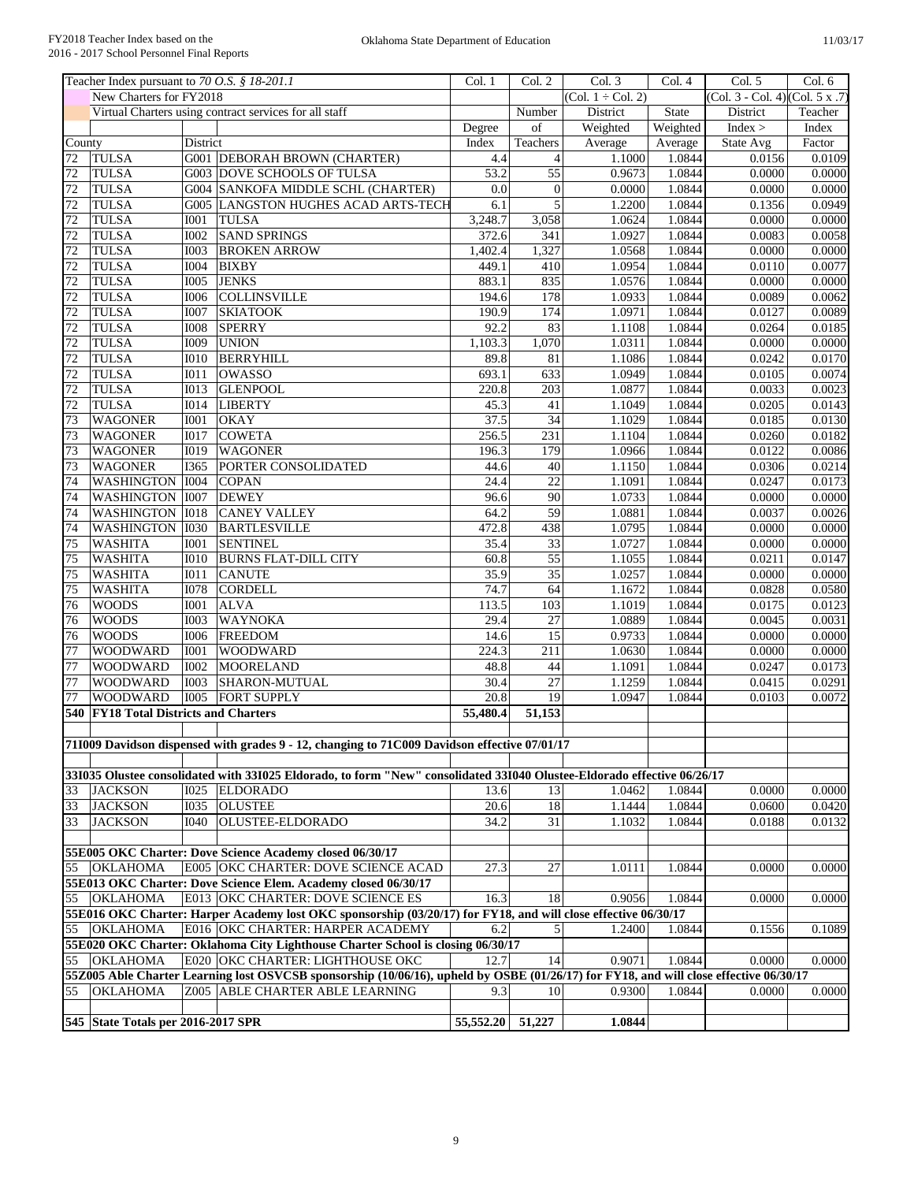| Teacher Index pursuant to *70 O.S. § 18-201.1* | | | | Col. 1 | Col. 2 | Col. 3 | Col. 4 | Col. 5 | Col. 6 |
|---|---|---|---|---|---|---|---|---|---|
| New Charters for FY2018 | | | | | | (Col. 1 ÷ Col. 2) | | (Col. 3 - Col. 4) | (Col. 5 x .7) |
| Virtual Charters using contract services for all staff | | | | | Number | District | State | District | Teacher |
| | | | | Degree | of | Weighted | Weighted | Index > | Index |
| County | | District | | Index | Teachers | Average | Average | State Avg | Factor |
| 72 | TULSA | G001 | DEBORAH BROWN (CHARTER) | 4.4 | 4 | 1.1000 | 1.0844 | 0.0156 | 0.0109 |
| 72 | TULSA | G003 | DOVE SCHOOLS OF TULSA | 53.2 | 55 | 0.9673 | 1.0844 | 0.0000 | 0.0000 |
| 72 | TULSA | G004 | SANKOFA MIDDLE SCHL (CHARTER) | 0.0 | 0 | 0.0000 | 1.0844 | 0.0000 | 0.0000 |
| 72 | TULSA | G005 | LANGSTON HUGHES ACAD ARTS-TECH | 6.1 | 5 | 1.2200 | 1.0844 | 0.1356 | 0.0949 |
| 72 | TULSA | I001 | TULSA | 3,248.7 | 3,058 | 1.0624 | 1.0844 | 0.0000 | 0.0000 |
| 72 | TULSA | I002 | SAND SPRINGS | 372.6 | 341 | 1.0927 | 1.0844 | 0.0083 | 0.0058 |
| 72 | TULSA | I003 | BROKEN ARROW | 1,402.4 | 1,327 | 1.0568 | 1.0844 | 0.0000 | 0.0000 |
| 72 | TULSA | I004 | BIXBY | 449.1 | 410 | 1.0954 | 1.0844 | 0.0110 | 0.0077 |
| 72 | TULSA | I005 | JENKS | 883.1 | 835 | 1.0576 | 1.0844 | 0.0000 | 0.0000 |
| 72 | TULSA | I006 | COLLINSVILLE | 194.6 | 178 | 1.0933 | 1.0844 | 0.0089 | 0.0062 |
| 72 | TULSA | I007 | SKIATOOK | 190.9 | 174 | 1.0971 | 1.0844 | 0.0127 | 0.0089 |
| 72 | TULSA | I008 | SPERRY | 92.2 | 83 | 1.1108 | 1.0844 | 0.0264 | 0.0185 |
| 72 | TULSA | I009 | UNION | 1,103.3 | 1,070 | 1.0311 | 1.0844 | 0.0000 | 0.0000 |
| 72 | TULSA | I010 | BERRYHILL | 89.8 | 81 | 1.1086 | 1.0844 | 0.0242 | 0.0170 |
| 72 | TULSA | I011 | OWASSO | 693.1 | 633 | 1.0949 | 1.0844 | 0.0105 | 0.0074 |
| 72 | TULSA | I013 | GLENPOOL | 220.8 | 203 | 1.0877 | 1.0844 | 0.0033 | 0.0023 |
| 72 | TULSA | I014 | LIBERTY | 45.3 | 41 | 1.1049 | 1.0844 | 0.0205 | 0.0143 |
| 73 | WAGONER | I001 | OKAY | 37.5 | 34 | 1.1029 | 1.0844 | 0.0185 | 0.0130 |
| 73 | WAGONER | I017 | COWETA | 256.5 | 231 | 1.1104 | 1.0844 | 0.0260 | 0.0182 |
| 73 | WAGONER | I019 | WAGONER | 196.3 | 179 | 1.0966 | 1.0844 | 0.0122 | 0.0086 |
| 73 | WAGONER | I365 | PORTER CONSOLIDATED | 44.6 | 40 | 1.1150 | 1.0844 | 0.0306 | 0.0214 |
| 74 | WASHINGTON | I004 | COPAN | 24.4 | 22 | 1.1091 | 1.0844 | 0.0247 | 0.0173 |
| 74 | WASHINGTON | I007 | DEWEY | 96.6 | 90 | 1.0733 | 1.0844 | 0.0000 | 0.0000 |
| 74 | WASHINGTON | I018 | CANEY VALLEY | 64.2 | 59 | 1.0881 | 1.0844 | 0.0037 | 0.0026 |
| 74 | WASHINGTON | I030 | BARTLESVILLE | 472.8 | 438 | 1.0795 | 1.0844 | 0.0000 | 0.0000 |
| 75 | WASHITA | I001 | SENTINEL | 35.4 | 33 | 1.0727 | 1.0844 | 0.0000 | 0.0000 |
| 75 | WASHITA | I010 | BURNS FLAT-DILL CITY | 60.8 | 55 | 1.1055 | 1.0844 | 0.0211 | 0.0147 |
| 75 | WASHITA | I011 | CANUTE | 35.9 | 35 | 1.0257 | 1.0844 | 0.0000 | 0.0000 |
| 75 | WASHITA | I078 | CORDELL | 74.7 | 64 | 1.1672 | 1.0844 | 0.0828 | 0.0580 |
| 76 | WOODS | I001 | ALVA | 113.5 | 103 | 1.1019 | 1.0844 | 0.0175 | 0.0123 |
| 76 | WOODS | I003 | WAYNOKA | 29.4 | 27 | 1.0889 | 1.0844 | 0.0045 | 0.0031 |
| 76 | WOODS | I006 | FREEDOM | 14.6 | 15 | 0.9733 | 1.0844 | 0.0000 | 0.0000 |
| 77 | WOODWARD | I001 | WOODWARD | 224.3 | 211 | 1.0630 | 1.0844 | 0.0000 | 0.0000 |
| 77 | WOODWARD | I002 | MOORELAND | 48.8 | 44 | 1.1091 | 1.0844 | 0.0247 | 0.0173 |
| 77 | WOODWARD | I003 | SHARON-MUTUAL | 30.4 | 27 | 1.1259 | 1.0844 | 0.0415 | 0.0291 |
| 77 | WOODWARD | I005 | FORT SUPPLY | 20.8 | 19 | 1.0947 | 1.0844 | 0.0103 | 0.0072 |
| **540** | **FY18 Total Districts and Charters** | | | **55,480.4** | **51,153** | | | | |
| **71I009 Davidson dispensed with grades 9 - 12, changing to 71C009 Davidson effective 07/01/17** | | | | | | | | | |
| **33I035 Olustee consolidated with 33I025 Eldorado, to form "New" consolidated 33I040 Olustee-Eldorado effective 06/26/17** | | | | | | | | | |
| 33 | JACKSON | I025 | ELDORADO | 13.6 | 13 | 1.0462 | 1.0844 | 0.0000 | 0.0000 |
| 33 | JACKSON | I035 | OLUSTEE | 20.6 | 18 | 1.1444 | 1.0844 | 0.0600 | 0.0420 |
| 33 | JACKSON | I040 | OLUSTEE-ELDORADO | 34.2 | 31 | 1.1032 | 1.0844 | 0.0188 | 0.0132 |
| **55E005 OKC Charter: Dove Science Academy closed 06/30/17** | | | | | | | | | |
| 55 | OKLAHOMA | E005 | OKC CHARTER: DOVE SCIENCE ACAD | 27.3 | 27 | 1.0111 | 1.0844 | 0.0000 | 0.0000 |
| **55E013 OKC Charter: Dove Science Elem. Academy closed 06/30/17** | | | | | | | | | |
| 55 | OKLAHOMA | E013 | OKC CHARTER: DOVE SCIENCE ES | 16.3 | 18 | 0.9056 | 1.0844 | 0.0000 | 0.0000 |
| **55E016 OKC Charter: Harper Academy lost OKC sponsorship (03/20/17) for FY18, and will close effective 06/30/17** | | | | | | | | | |
| 55 | OKLAHOMA | E016 | OKC CHARTER: HARPER ACADEMY | 6.2 | 5 | 1.2400 | 1.0844 | 0.1556 | 0.1089 |
| **55E020 OKC Charter: Oklahoma City Lighthouse Charter School is closing 06/30/17** | | | | | | | | | |
| 55 | OKLAHOMA | E020 | OKC CHARTER: LIGHTHOUSE OKC | 12.7 | 14 | 0.9071 | 1.0844 | 0.0000 | 0.0000 |
| **55Z005 Able Charter Learning lost OSVCSB sponsorship (10/06/16), upheld by OSBE (01/26/17) for FY18, and will close effective 06/30/17** | | | | | | | | | |
| 55 | OKLAHOMA | Z005 | ABLE CHARTER ABLE LEARNING | 9.3 | 10 | 0.9300 | 1.0844 | 0.0000 | 0.0000 |
| **545** | **State Totals per 2016-2017 SPR** | | | **55,552.20** | **51,227** | **1.0844** | | | |